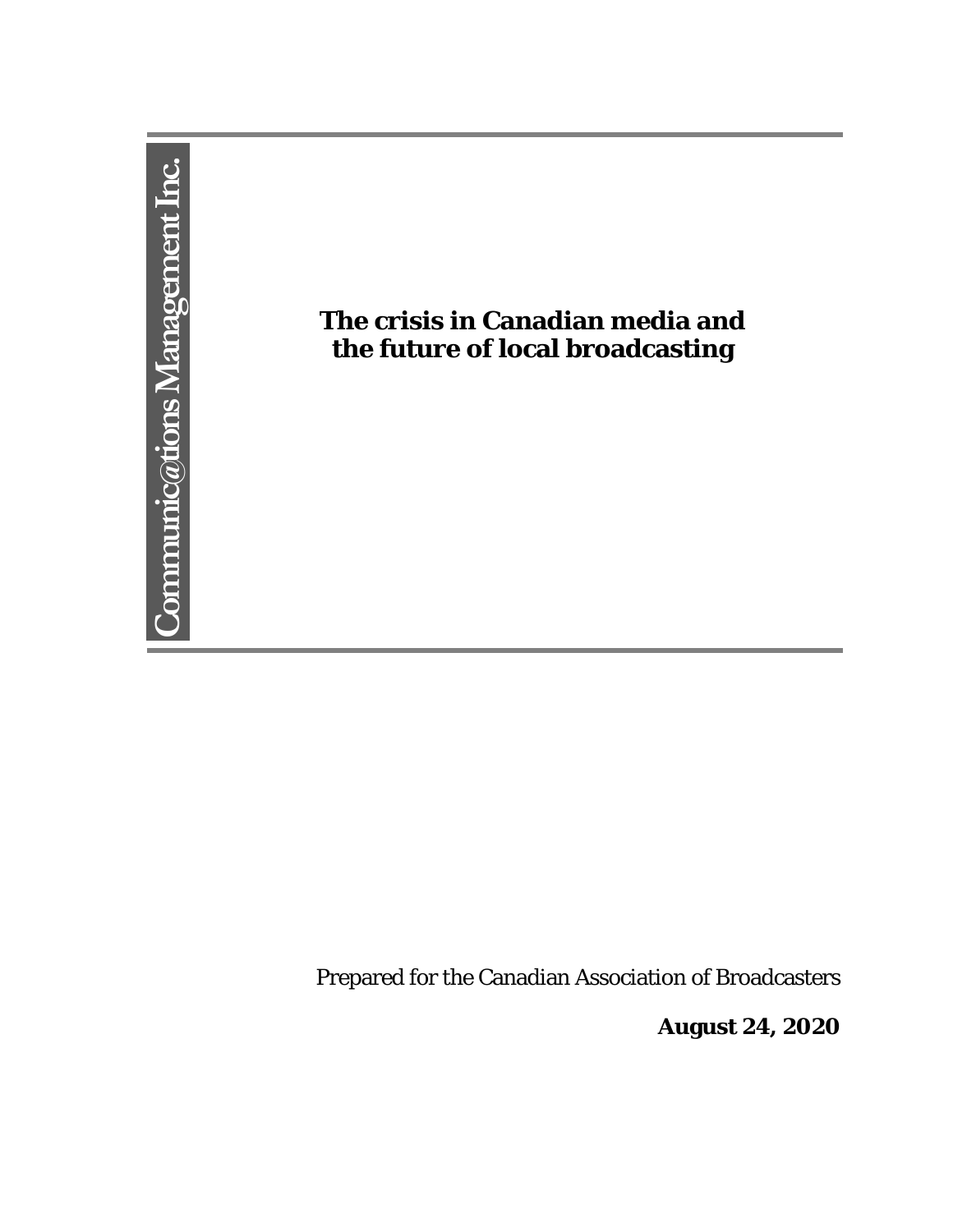Communic@tions Management Inc.

# The crisis in Canadian media and the future of local broadcasting

Prepared for the Canadian Association of Broadcasters

**August 24, 2020**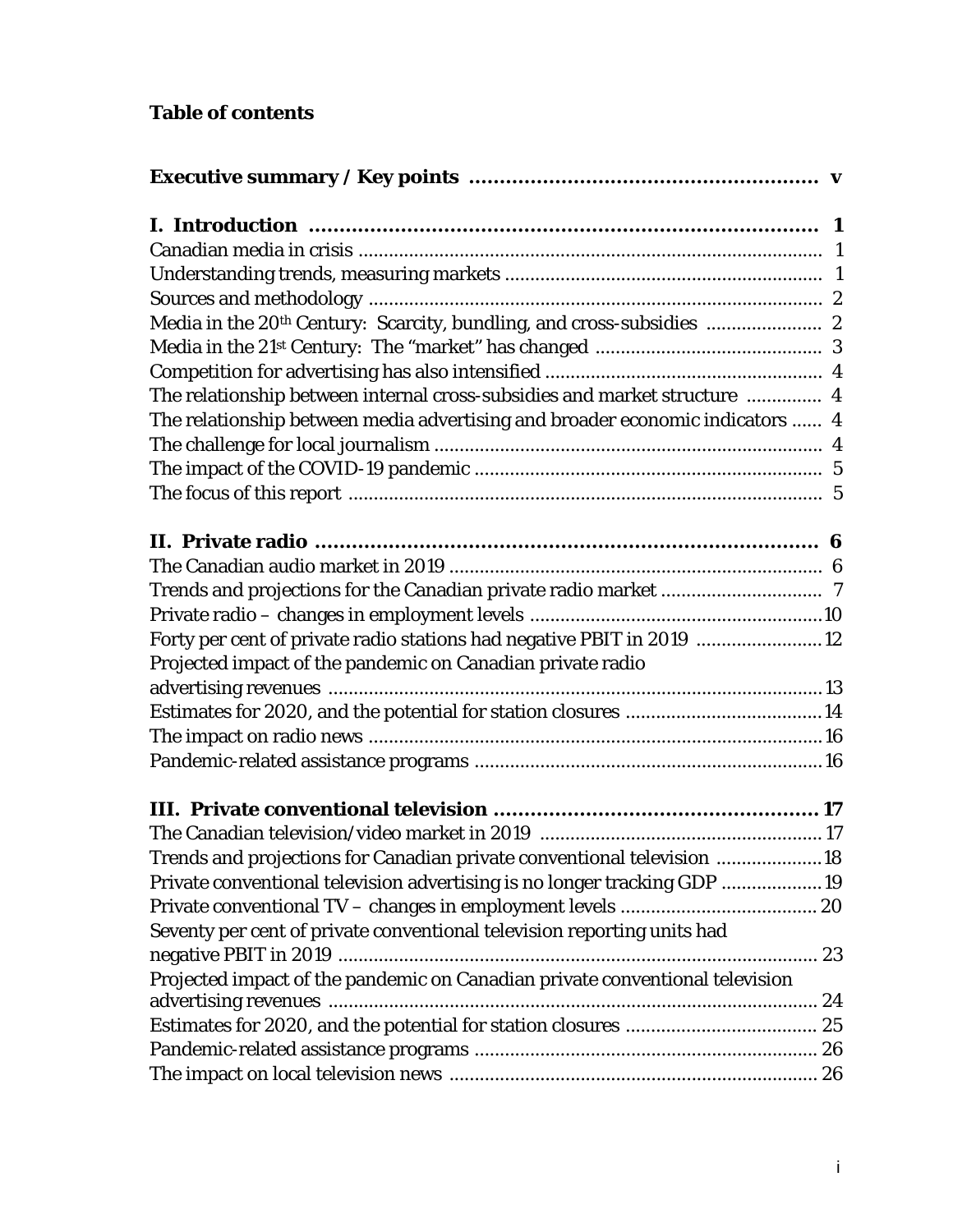# Table of contents

**Executive summary / Key points** ......................................................... **v**

**I. Introduction** .................................................................................... **1**

Canadian media in crisis ........................................................................... 1

Understanding trends, measuring markets ............................................. 1

Sources and methodology ........................................................................ 2

Media in the 20th Century: Scarcity, bundling, and cross-subsidies ...................... 2

Media in the 21st Century: The "market" has changed ........................................ 3

Competition for advertising has also intensified ................................................ 4

The relationship between internal cross-subsidies and market structure .............. 4

The relationship between media advertising and broader economic indicators ...... 4

The challenge for local journalism ................................................................ 4

The impact of the COVID-19 pandemic .......................................................... 5

The focus of this report .............................................................................. 5

**II. Private radio** ................................................................................... **6**

The Canadian audio market in 2019 ............................................................. 6

Trends and projections for the Canadian private radio market ........................... 7

Private radio – changes in employment levels ................................................ 10

Forty per cent of private radio stations had negative PBIT in 2019 ..................... 12

Projected impact of the pandemic on Canadian private radio advertising revenues ... 13

Estimates for 2020, and the potential for station closures ................................. 14

The impact on radio news .......................................................................... 16

Pandemic-related assistance programs ......................................................... 16

**III. Private conventional television** ....................................................... **17**

The Canadian television/video market in 2019 ............................................... 17

Trends and projections for Canadian private conventional television ................... 18

Private conventional television advertising is no longer tracking GDP ................... 19

Private conventional TV – changes in employment levels .................................. 20

Seventy per cent of private conventional television reporting units had negative PBIT in 2019 ... 23

Projected impact of the pandemic on Canadian private conventional television advertising revenues ... 24

Estimates for 2020, and the potential for station closures ................................. 25

Pandemic-related assistance programs ......................................................... 26

The impact on local television news .............................................................. 26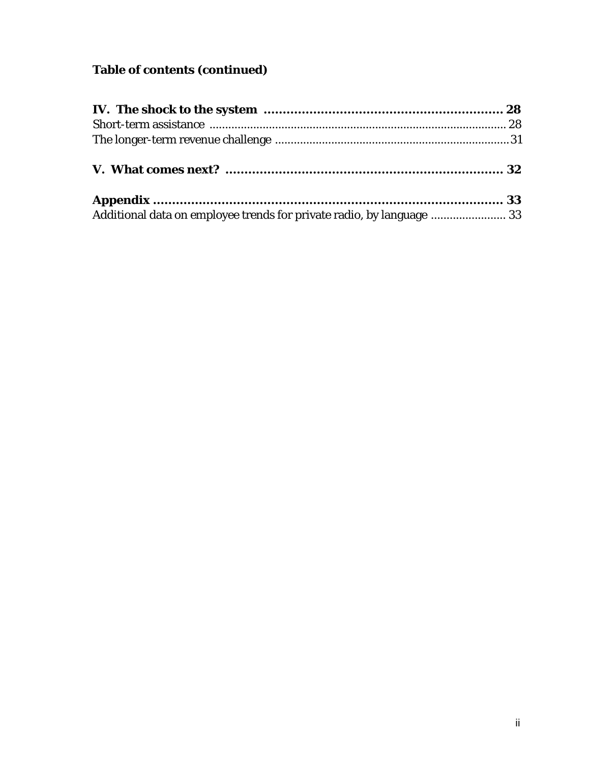**Table of contents (continued)**

**IV. The shock to the system ................................................................ 28**
Short-term assistance ................................................................................................ 28
The longer-term revenue challenge ........................................................................... 31

**V. What comes next? ......................................................................... 32**

**Appendix .............................................................................................. 33**
Additional data on employee trends for private radio, by language ........................ 33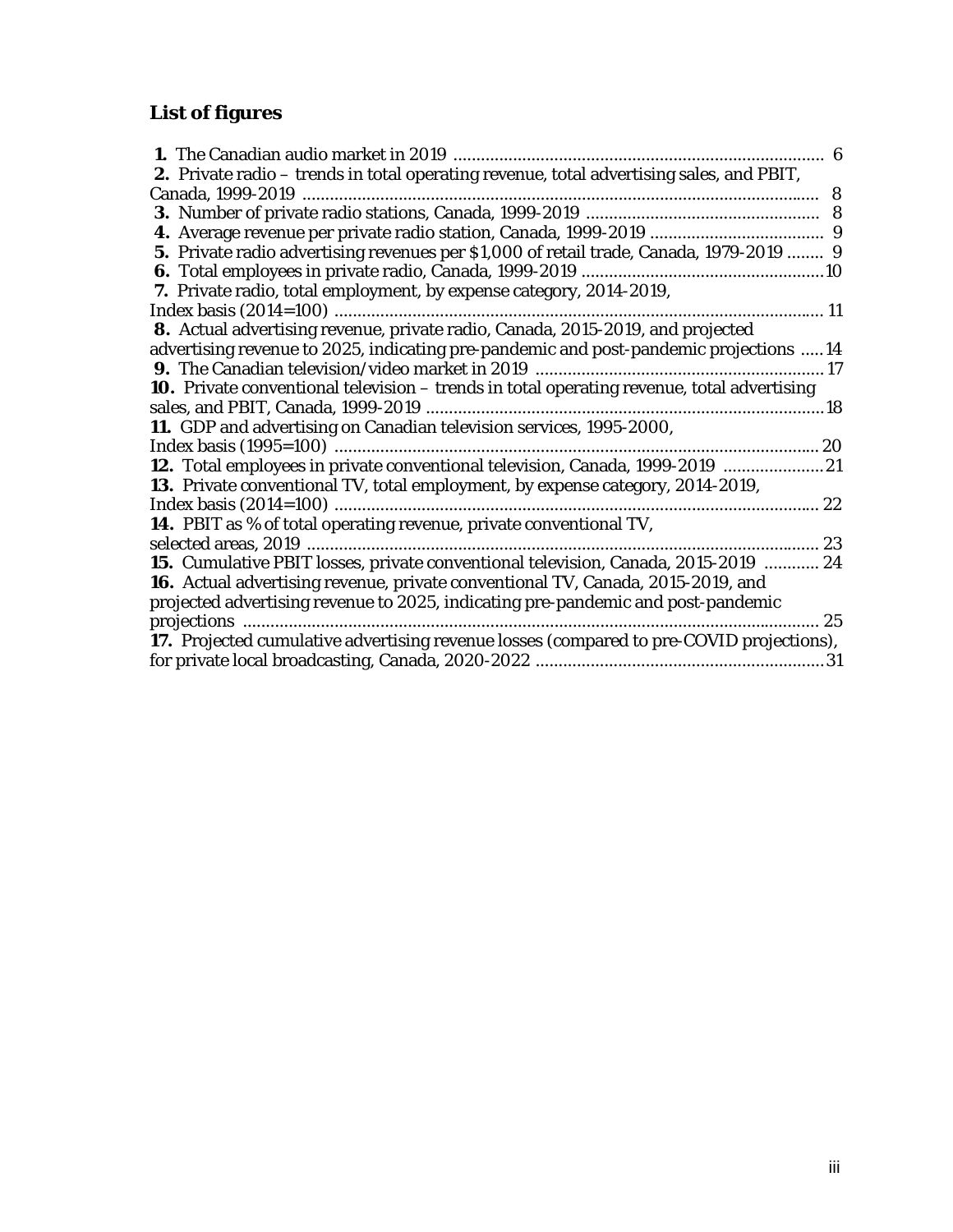## List of figures

**1.** The Canadian audio market in 2019 .... 6

**2.** Private radio – trends in total operating revenue, total advertising sales, and PBIT, Canada, 1999-2019 .... 8

**3.** Number of private radio stations, Canada, 1999-2019 .... 8

**4.** Average revenue per private radio station, Canada, 1999-2019 .... 9

**5.** Private radio advertising revenues per $1,000 of retail trade, Canada, 1979-2019 .... 9

**6.** Total employees in private radio, Canada, 1999-2019 .... 10

**7.** Private radio, total employment, by expense category, 2014-2019, Index basis (2014=100) .... 11

**8.** Actual advertising revenue, private radio, Canada, 2015-2019, and projected advertising revenue to 2025, indicating pre-pandemic and post-pandemic projections .... 14

**9.** The Canadian television/video market in 2019 .... 17

**10.** Private conventional television – trends in total operating revenue, total advertising sales, and PBIT, Canada, 1999-2019 .... 18

**11.** GDP and advertising on Canadian television services, 1995-2000, Index basis (1995=100) .... 20

**12.** Total employees in private conventional television, Canada, 1999-2019 .... 21

**13.** Private conventional TV, total employment, by expense category, 2014-2019, Index basis (2014=100) .... 22

**14.** PBIT as % of total operating revenue, private conventional TV, selected areas, 2019 .... 23

**15.** Cumulative PBIT losses, private conventional television, Canada, 2015-2019 .... 24

**16.** Actual advertising revenue, private conventional TV, Canada, 2015-2019, and projected advertising revenue to 2025, indicating pre-pandemic and post-pandemic projections .... 25

**17.** Projected cumulative advertising revenue losses (compared to pre-COVID projections), for private local broadcasting, Canada, 2020-2022 .... 31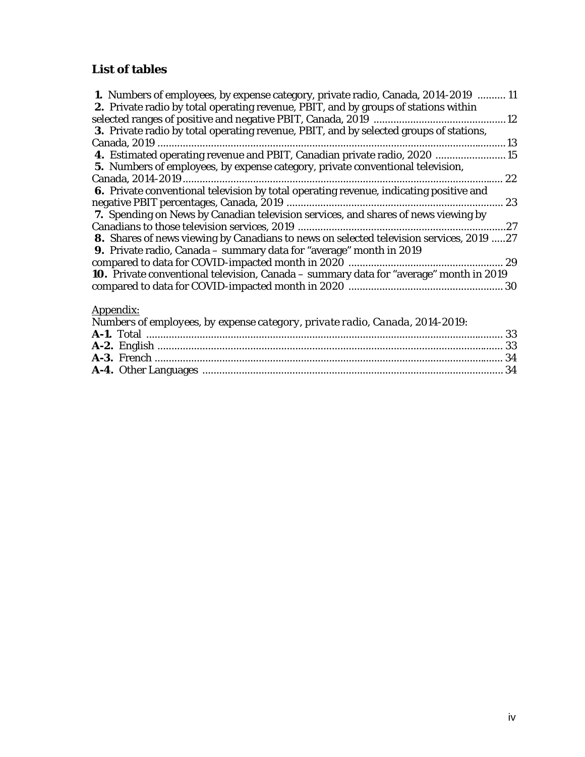## List of tables

**1.** Numbers of employees, by expense category, private radio, Canada, 2014-2019 .......... 11

**2.** Private radio by total operating revenue, PBIT, and by groups of stations within selected ranges of positive and negative PBIT, Canada, 2019 .............................................. 12

**3.** Private radio by total operating revenue, PBIT, and by selected groups of stations, Canada, 2019 .......................................................................................................... 13

**4.** Estimated operating revenue and PBIT, Canadian private radio, 2020 ........................ 15

**5.** Numbers of employees, by expense category, private conventional television, Canada, 2014-2019 ................................................................................................ 22

**6.** Private conventional television by total operating revenue, indicating positive and negative PBIT percentages, Canada, 2019 ............................................................ 23

**7.** Spending on News by Canadian television services, and shares of news viewing by Canadians to those television services, 2019 ..........................................................27

**8.** Shares of news viewing by Canadians to news on selected television services, 2019 .....27

**9.** Private radio, Canada – summary data for "average" month in 2019 compared to data for COVID-impacted month in 2020 ...................................................... 29

**10.** Private conventional television, Canada – summary data for "average" month in 2019 compared to data for COVID-impacted month in 2020 ...................................................... 30

Appendix:

*Numbers of employees, by expense category, private radio, Canada, 2014-2019:*

**A-1.** Total ............................................................................................................... 33

**A-2.** English .......................................................................................................... 33

**A-3.** French ........................................................................................................... 34

**A-4.** Other Languages .......................................................................................... 34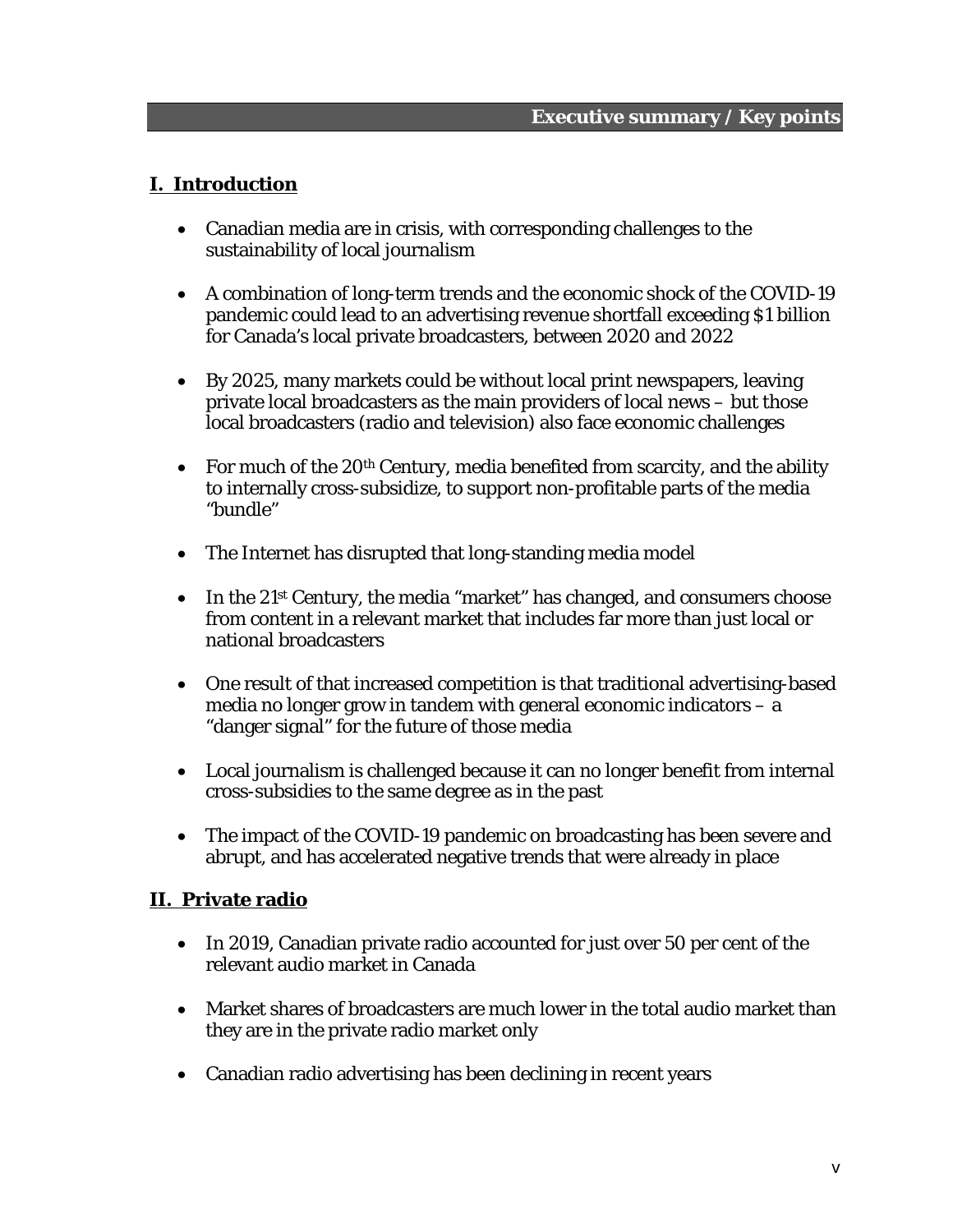## Executive summary / Key points

### I. Introduction

- Canadian media are in crisis, with corresponding challenges to the sustainability of local journalism
- A combination of long-term trends and the economic shock of the COVID-19 pandemic could lead to an advertising revenue shortfall exceeding $1 billion for Canada's local private broadcasters, between 2020 and 2022
- By 2025, many markets could be without local print newspapers, leaving private local broadcasters as the main providers of local news – but those local broadcasters (radio and television) also face economic challenges
- For much of the 20th Century, media benefited from scarcity, and the ability to internally cross-subsidize, to support non-profitable parts of the media "bundle"
- The Internet has disrupted that long-standing media model
- In the 21st Century, the media "market" has changed, and consumers choose from content in a relevant market that includes far more than just local or national broadcasters
- One result of that increased competition is that traditional advertising-based media no longer grow in tandem with general economic indicators – a "danger signal" for the future of those media
- Local journalism is challenged because it can no longer benefit from internal cross-subsidies to the same degree as in the past
- The impact of the COVID-19 pandemic on broadcasting has been severe and abrupt, and has accelerated negative trends that were already in place

### II. Private radio

- In 2019, Canadian private radio accounted for just over 50 per cent of the relevant audio market in Canada
- Market shares of broadcasters are much lower in the total audio market than they are in the private radio market only
- Canadian radio advertising has been declining in recent years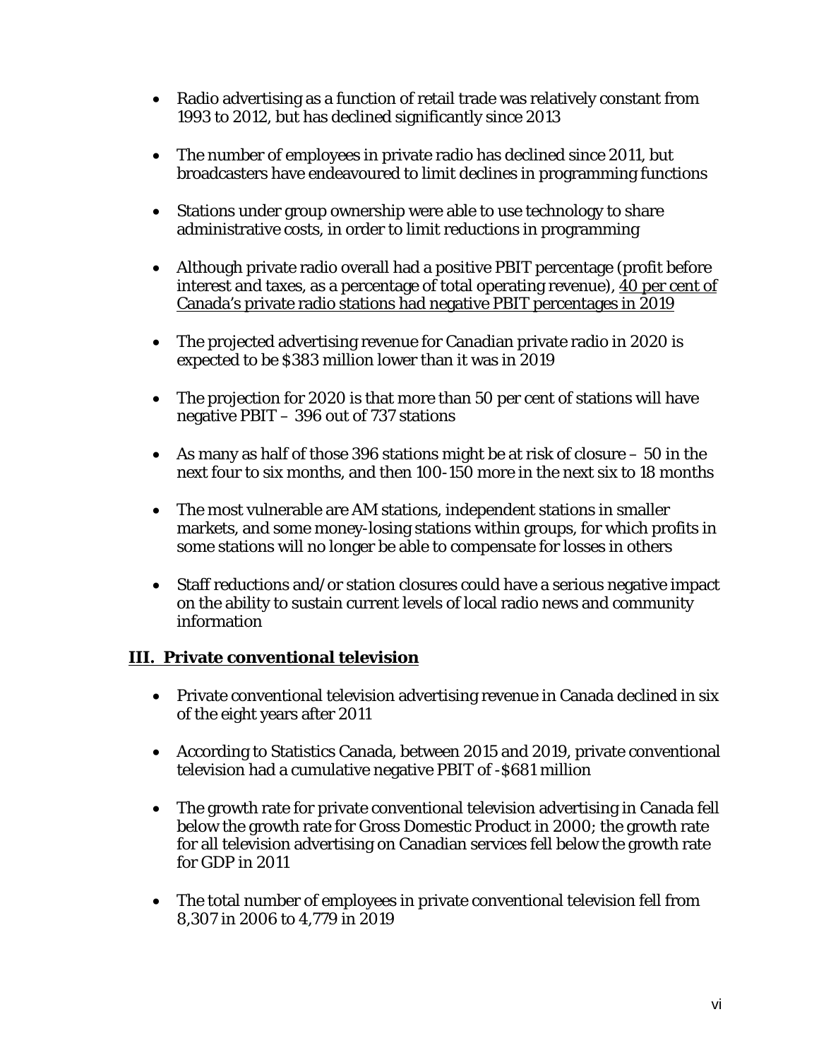- Radio advertising as a function of retail trade was relatively constant from 1993 to 2012, but has declined significantly since 2013

- The number of employees in private radio has declined since 2011, but broadcasters have endeavoured to limit declines in programming functions

- Stations under group ownership were able to use technology to share administrative costs, in order to limit reductions in programming

- Although private radio overall had a positive PBIT percentage (profit before interest and taxes, as a percentage of total operating revenue), <u>40 per cent of Canada's private radio stations had negative PBIT percentages in 2019</u>

- The projected advertising revenue for Canadian private radio in 2020 is expected to be $383 million lower than it was in 2019

- The projection for 2020 is that more than 50 per cent of stations will have negative PBIT – 396 out of 737 stations

- As many as half of those 396 stations might be at risk of closure – 50 in the next four to six months, and then 100-150 more in the next six to 18 months

- The most vulnerable are AM stations, independent stations in smaller markets, and some money-losing stations within groups, for which profits in some stations will no longer be able to compensate for losses in others

- Staff reductions and/or station closures could have a serious negative impact on the ability to sustain current levels of local radio news and community information

## III. Private conventional television

- Private conventional television advertising revenue in Canada declined in six of the eight years after 2011

- According to Statistics Canada, between 2015 and 2019, private conventional television had a cumulative negative PBIT of -$681 million

- The growth rate for private conventional television advertising in Canada fell below the growth rate for Gross Domestic Product in 2000; the growth rate for all television advertising on Canadian services fell below the growth rate for GDP in 2011

- The total number of employees in private conventional television fell from 8,307 in 2006 to 4,779 in 2019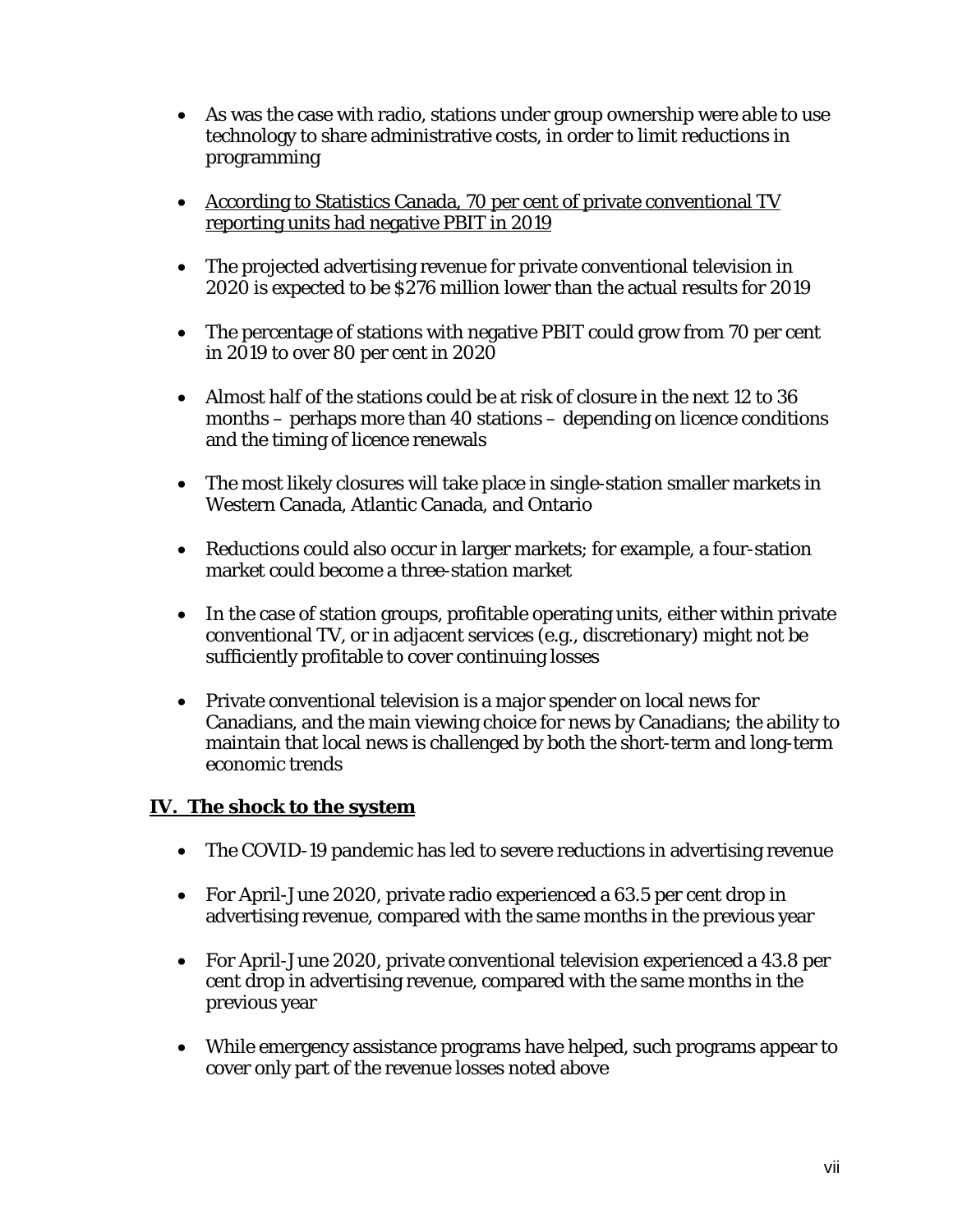- As was the case with radio, stations under group ownership were able to use technology to share administrative costs, in order to limit reductions in programming

- <u>According to Statistics Canada, 70 per cent of private conventional TV reporting units had negative PBIT in 2019</u>

- The projected advertising revenue for private conventional television in 2020 is expected to be $276 million lower than the actual results for 2019

- The percentage of stations with negative PBIT could grow from 70 per cent in 2019 to over 80 per cent in 2020

- Almost half of the stations could be at risk of closure in the next 12 to 36 months – perhaps more than 40 stations – depending on licence conditions and the timing of licence renewals

- The most likely closures will take place in single-station smaller markets in Western Canada, Atlantic Canada, and Ontario

- Reductions could also occur in larger markets; for example, a four-station market could become a three-station market

- In the case of station groups, profitable operating units, either within private conventional TV, or in adjacent services (e.g., discretionary) might not be sufficiently profitable to cover continuing losses

- Private conventional television is a major spender on local news for Canadians, and the main viewing choice for news by Canadians; the ability to maintain that local news is challenged by both the short-term and long-term economic trends

## IV. The shock to the system

- The COVID-19 pandemic has led to severe reductions in advertising revenue

- For April-June 2020, private radio experienced a 63.5 per cent drop in advertising revenue, compared with the same months in the previous year

- For April-June 2020, private conventional television experienced a 43.8 per cent drop in advertising revenue, compared with the same months in the previous year

- While emergency assistance programs have helped, such programs appear to cover only part of the revenue losses noted above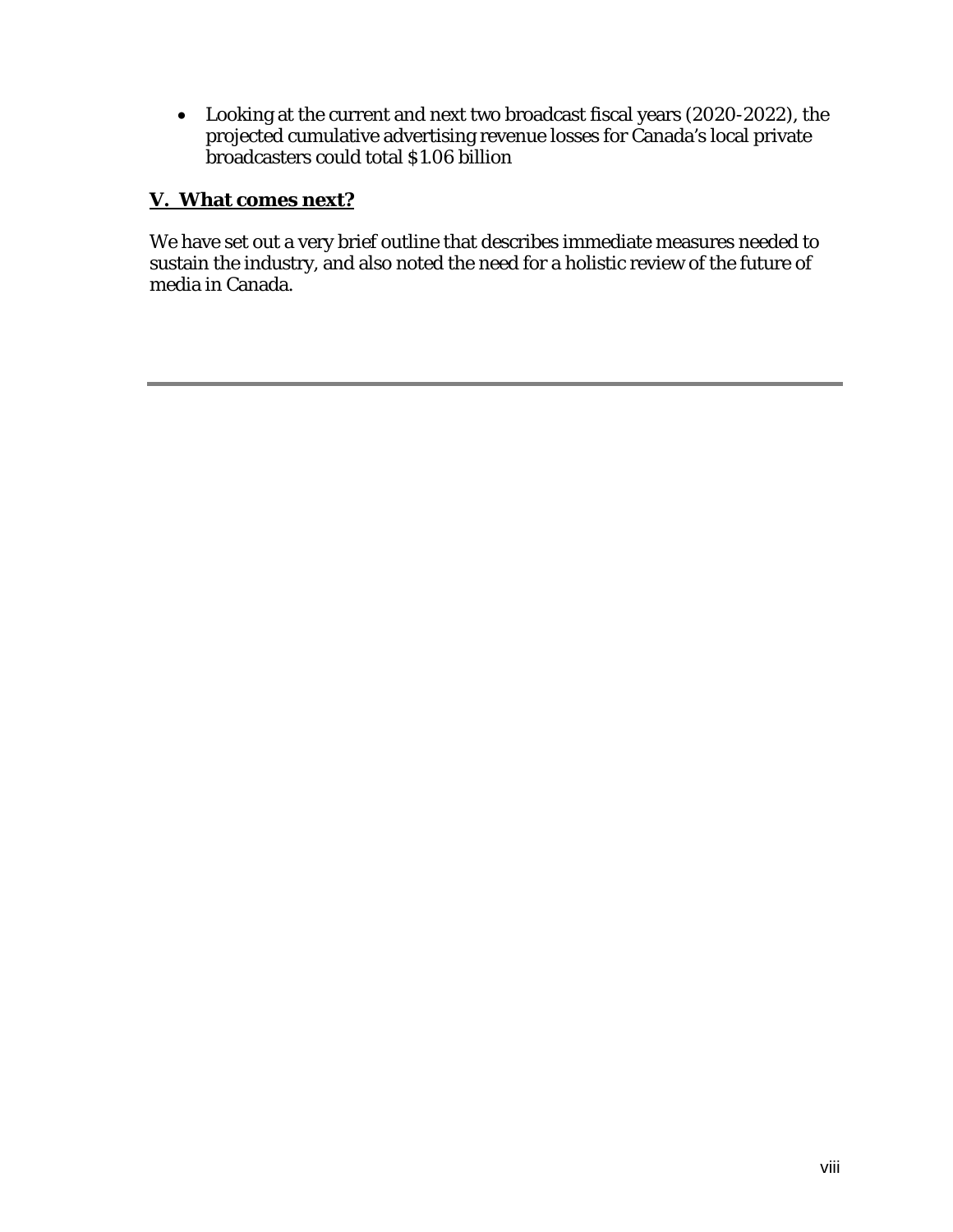- Looking at the current and next two broadcast fiscal years (2020-2022), the projected cumulative advertising revenue losses for Canada's local private broadcasters could total $1.06 billion

## V. What comes next?

We have set out a very brief outline that describes immediate measures needed to sustain the industry, and also noted the need for a holistic review of the future of media in Canada.

---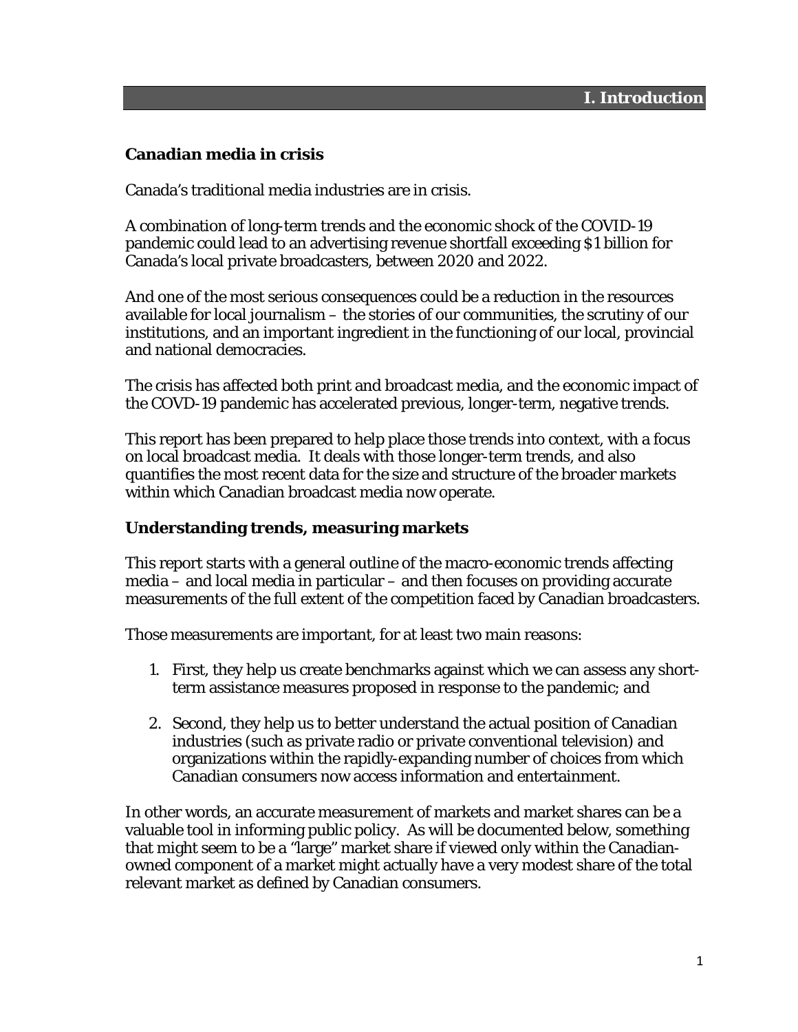# I. Introduction

## Canadian media in crisis

Canada's traditional media industries are in crisis.

A combination of long-term trends and the economic shock of the COVID-19 pandemic could lead to an advertising revenue shortfall exceeding $1 billion for Canada's local private broadcasters, between 2020 and 2022.

And one of the most serious consequences could be a reduction in the resources available for local journalism – the stories of our communities, the scrutiny of our institutions, and an important ingredient in the functioning of our local, provincial and national democracies.

The crisis has affected both print and broadcast media, and the economic impact of the COVD-19 pandemic has accelerated previous, longer-term, negative trends.

This report has been prepared to help place those trends into context, with a focus on local broadcast media. It deals with those longer-term trends, and also quantifies the most recent data for the size and structure of the broader markets within which Canadian broadcast media now operate.

## Understanding trends, measuring markets

This report starts with a general outline of the macro-economic trends affecting media – and local media in particular – and then focuses on providing accurate measurements of the full extent of the competition faced by Canadian broadcasters.

Those measurements are important, for at least two main reasons:

1. First, they help us create benchmarks against which we can assess any short-term assistance measures proposed in response to the pandemic; and

2. Second, they help us to better understand the actual position of Canadian industries (such as private radio or private conventional television) and organizations within the rapidly-expanding number of choices from which Canadian consumers now access information and entertainment.

In other words, an accurate measurement of markets and market shares can be a valuable tool in informing public policy. As will be documented below, something that might seem to be a "large" market share if viewed only within the Canadian-owned component of a market might actually have a very modest share of the total relevant market as defined by Canadian consumers.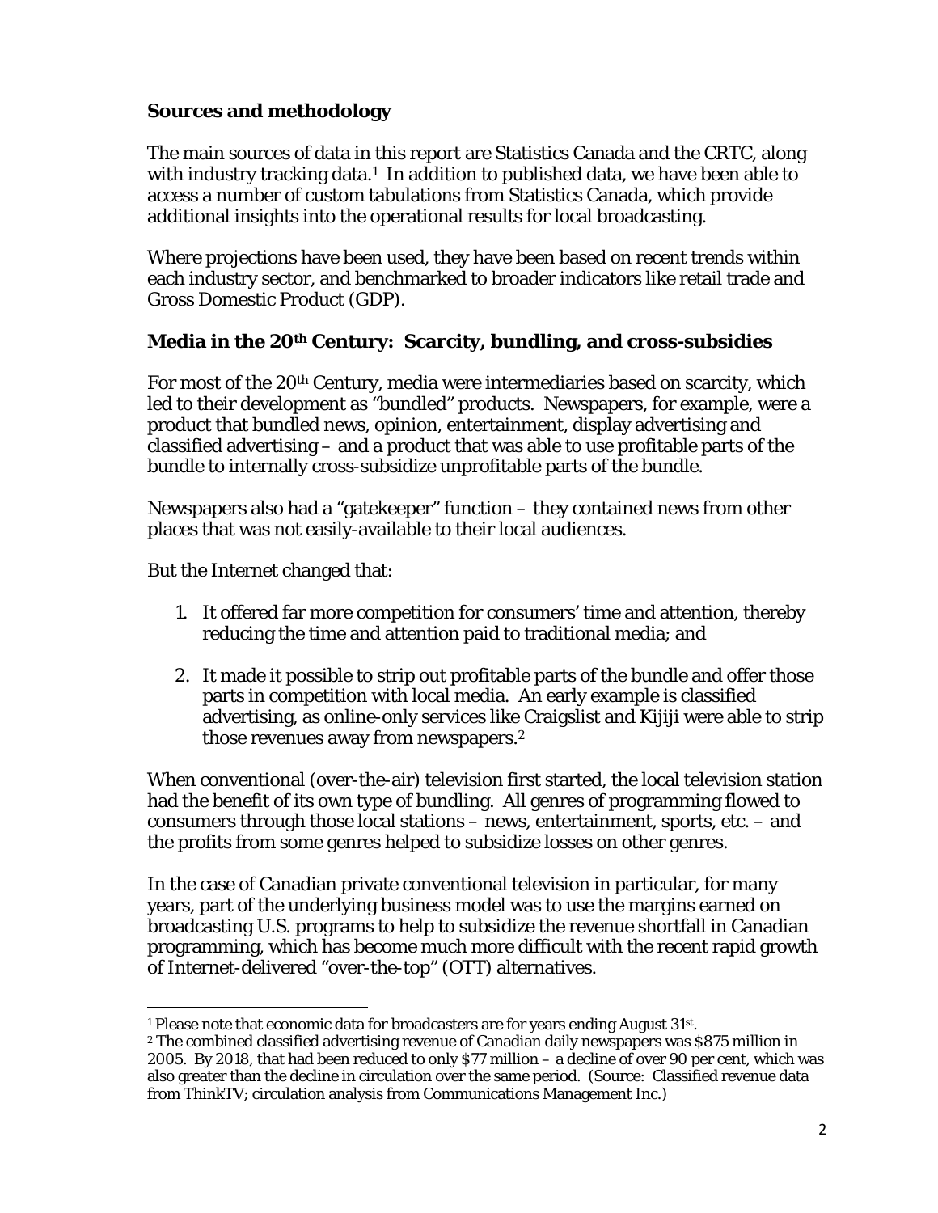## Sources and methodology

The main sources of data in this report are Statistics Canada and the CRTC, along with industry tracking data.[1] In addition to published data, we have been able to access a number of custom tabulations from Statistics Canada, which provide additional insights into the operational results for local broadcasting.

Where projections have been used, they have been based on recent trends within each industry sector, and benchmarked to broader indicators like retail trade and Gross Domestic Product (GDP).

## Media in the 20th Century: Scarcity, bundling, and cross-subsidies

For most of the 20th Century, media were intermediaries based on scarcity, which led to their development as "bundled" products. Newspapers, for example, were a product that bundled news, opinion, entertainment, display advertising and classified advertising – and a product that was able to use profitable parts of the bundle to internally cross-subsidize unprofitable parts of the bundle.

Newspapers also had a "gatekeeper" function – they contained news from other places that was not easily-available to their local audiences.

But the Internet changed that:

1. It offered far more competition for consumers' time and attention, thereby reducing the time and attention paid to traditional media; and
2. It made it possible to strip out profitable parts of the bundle and offer those parts in competition with local media. An early example is classified advertising, as online-only services like Craigslist and Kijiji were able to strip those revenues away from newspapers.[2]

When conventional (over-the-air) television first started, the local television station had the benefit of its own type of bundling. All genres of programming flowed to consumers through those local stations – news, entertainment, sports, etc. – and the profits from some genres helped to subsidize losses on other genres.

In the case of Canadian private conventional television in particular, for many years, part of the underlying business model was to use the margins earned on broadcasting U.S. programs to help to subsidize the revenue shortfall in Canadian programming, which has become much more difficult with the recent rapid growth of Internet-delivered "over-the-top" (OTT) alternatives.

---

[1] Please note that economic data for broadcasters are for years ending August 31st.

[2] The combined classified advertising revenue of Canadian daily newspapers was $875 million in 2005. By 2018, that had been reduced to only $77 million – a decline of over 90 per cent, which was also greater than the decline in circulation over the same period. (Source: Classified revenue data from ThinkTV; circulation analysis from Communications Management Inc.)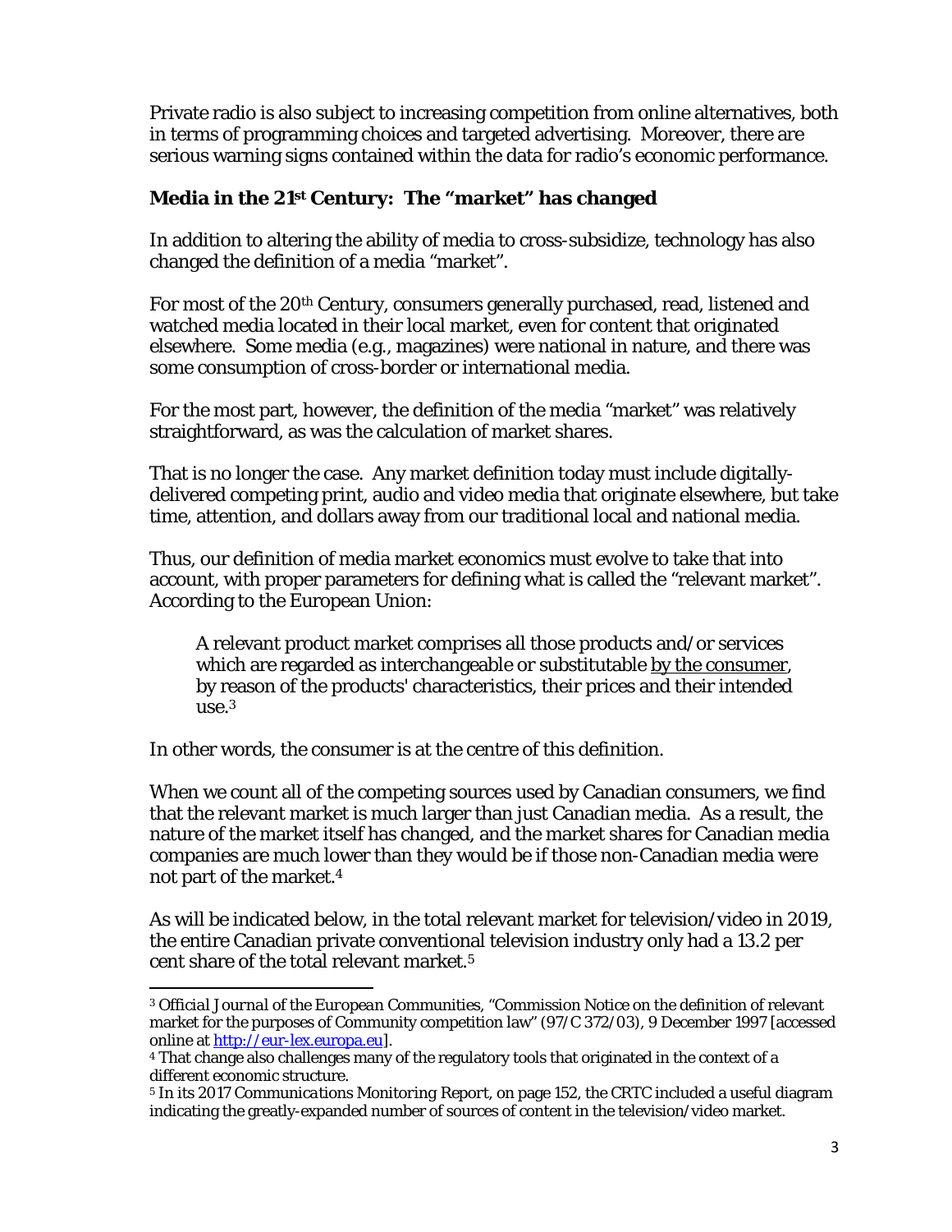Private radio is also subject to increasing competition from online alternatives, both in terms of programming choices and targeted advertising. Moreover, there are serious warning signs contained within the data for radio's economic performance.

## Media in the 21st Century: The "market" has changed

In addition to altering the ability of media to cross-subsidize, technology has also changed the definition of a media "market".

For most of the 20th Century, consumers generally purchased, read, listened and watched media located in their local market, even for content that originated elsewhere. Some media (e.g., magazines) were national in nature, and there was some consumption of cross-border or international media.

For the most part, however, the definition of the media "market" was relatively straightforward, as was the calculation of market shares.

That is no longer the case. Any market definition today must include digitally-delivered competing print, audio and video media that originate elsewhere, but take time, attention, and dollars away from our traditional local and national media.

Thus, our definition of media market economics must evolve to take that into account, with proper parameters for defining what is called the "relevant market". According to the European Union:

> A relevant product market comprises all those products and/or services which are regarded as interchangeable or substitutable <u>by the consumer</u>, by reason of the products' characteristics, their prices and their intended use.[3]

In other words, the consumer is at the centre of this definition.

When we count all of the competing sources used by Canadian consumers, we find that the relevant market is much larger than just Canadian media. As a result, the nature of the market itself has changed, and the market shares for Canadian media companies are much lower than they would be if those non-Canadian media were not part of the market.[4]

As will be indicated below, in the total relevant market for television/video in 2019, the entire Canadian private conventional television industry only had a 13.2 per cent share of the total relevant market.[5]

---

[3] *Official Journal of the European Communities*, "Commission Notice on the definition of relevant market for the purposes of Community competition law" (97/C 372/03), 9 December 1997 [accessed online at http://eur-lex.europa.eu].

[4] That change also challenges many of the regulatory tools that originated in the context of a different economic structure.

[5] In its 2017 *Communications Monitoring Report*, on page 152, the CRTC included a useful diagram indicating the greatly-expanded number of sources of content in the television/video market.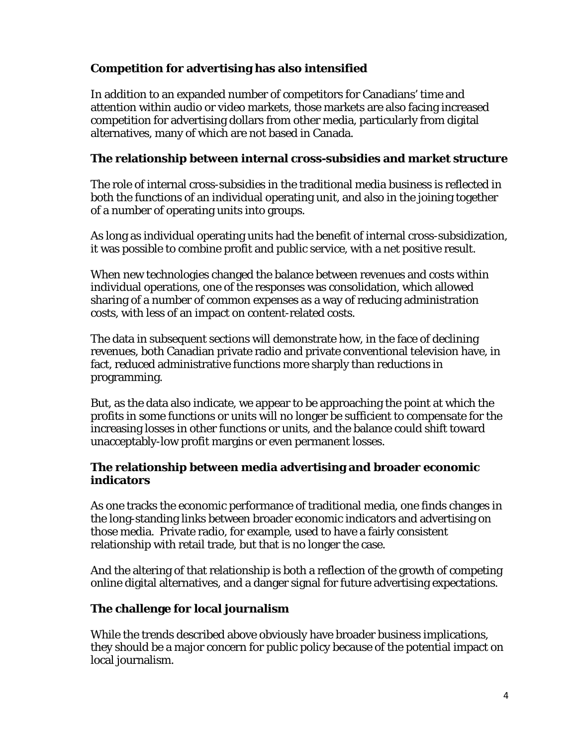### Competition for advertising has also intensified

In addition to an expanded number of competitors for Canadians' time and attention within audio or video markets, those markets are also facing increased competition for advertising dollars from other media, particularly from digital alternatives, many of which are not based in Canada.

### The relationship between internal cross-subsidies and market structure

The role of internal cross-subsidies in the traditional media business is reflected in both the functions of an individual operating unit, and also in the joining together of a number of operating units into groups.

As long as individual operating units had the benefit of internal cross-subsidization, it was possible to combine profit and public service, with a net positive result.

When new technologies changed the balance between revenues and costs within individual operations, one of the responses was consolidation, which allowed sharing of a number of common expenses as a way of reducing administration costs, with less of an impact on content-related costs.

The data in subsequent sections will demonstrate how, in the face of declining revenues, both Canadian private radio and private conventional television have, in fact, reduced administrative functions more sharply than reductions in programming.

But, as the data also indicate, we appear to be approaching the point at which the profits in some functions or units will no longer be sufficient to compensate for the increasing losses in other functions or units, and the balance could shift toward unacceptably-low profit margins or even permanent losses.

### The relationship between media advertising and broader economic indicators

As one tracks the economic performance of traditional media, one finds changes in the long-standing links between broader economic indicators and advertising on those media. Private radio, for example, used to have a fairly consistent relationship with retail trade, but that is no longer the case.

And the altering of that relationship is both a reflection of the growth of competing online digital alternatives, and a danger signal for future advertising expectations.

### The challenge for local journalism

While the trends described above obviously have broader business implications, they should be a major concern for public policy because of the potential impact on local journalism.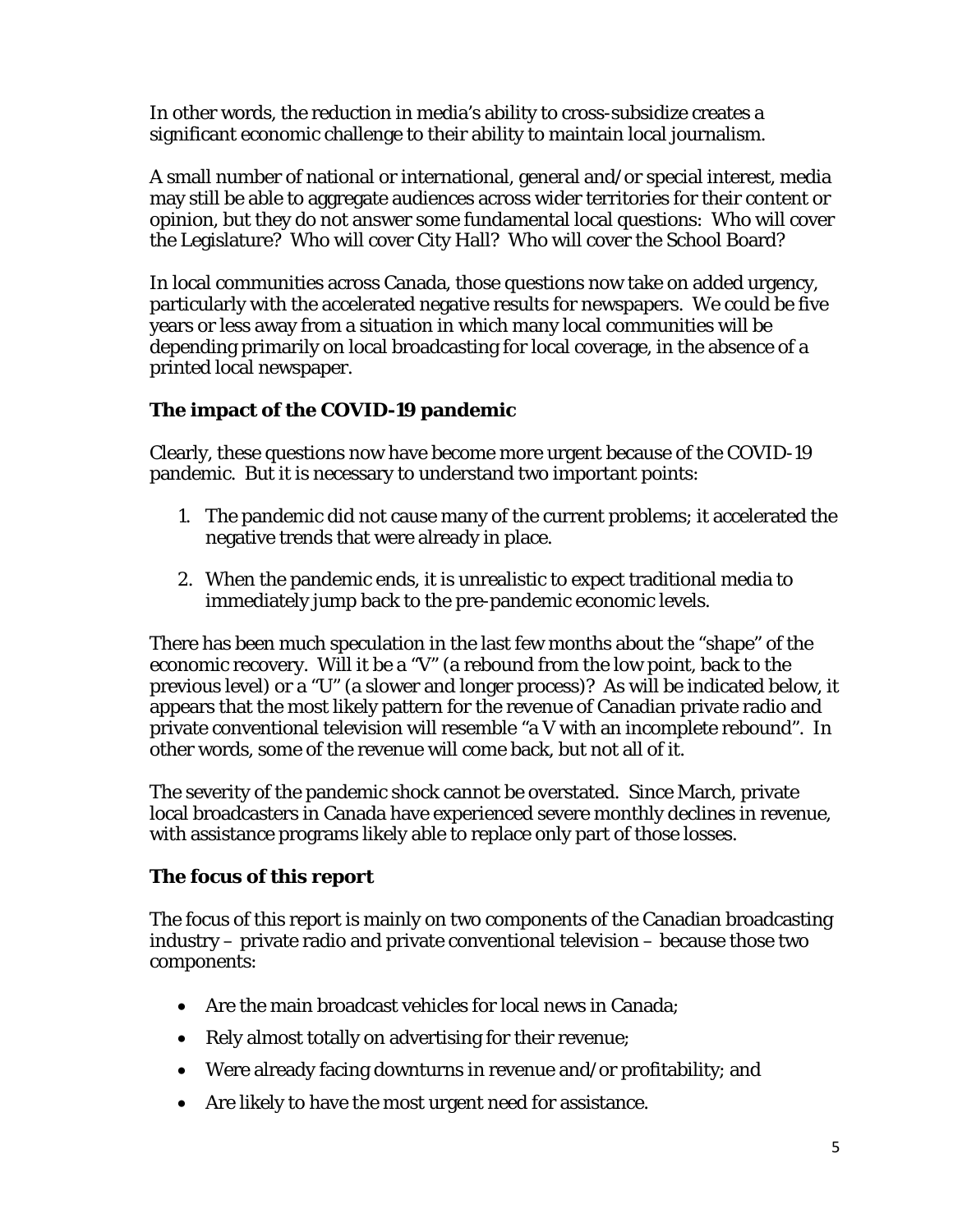In other words, the reduction in media's ability to cross-subsidize creates a significant economic challenge to their ability to maintain local journalism.

A small number of national or international, general and/or special interest, media may still be able to aggregate audiences across wider territories for their content or opinion, but they do not answer some fundamental local questions: Who will cover the Legislature? Who will cover City Hall? Who will cover the School Board?

In local communities across Canada, those questions now take on added urgency, particularly with the accelerated negative results for newspapers. We could be five years or less away from a situation in which many local communities will be depending primarily on local broadcasting for local coverage, in the absence of a printed local newspaper.

### The impact of the COVID-19 pandemic

Clearly, these questions now have become more urgent because of the COVID-19 pandemic. But it is necessary to understand two important points:

1. The pandemic did not cause many of the current problems; it accelerated the negative trends that were already in place.

2. When the pandemic ends, it is unrealistic to expect traditional media to immediately jump back to the pre-pandemic economic levels.

There has been much speculation in the last few months about the "shape" of the economic recovery. Will it be a "V" (a rebound from the low point, back to the previous level) or a "U" (a slower and longer process)? As will be indicated below, it appears that the most likely pattern for the revenue of Canadian private radio and private conventional television will resemble "a V with an incomplete rebound". In other words, some of the revenue will come back, but not all of it.

The severity of the pandemic shock cannot be overstated. Since March, private local broadcasters in Canada have experienced severe monthly declines in revenue, with assistance programs likely able to replace only part of those losses.

### The focus of this report

The focus of this report is mainly on two components of the Canadian broadcasting industry – private radio and private conventional television – because those two components:

- Are the main broadcast vehicles for local news in Canada;
- Rely almost totally on advertising for their revenue;
- Were already facing downturns in revenue and/or profitability; and
- Are likely to have the most urgent need for assistance.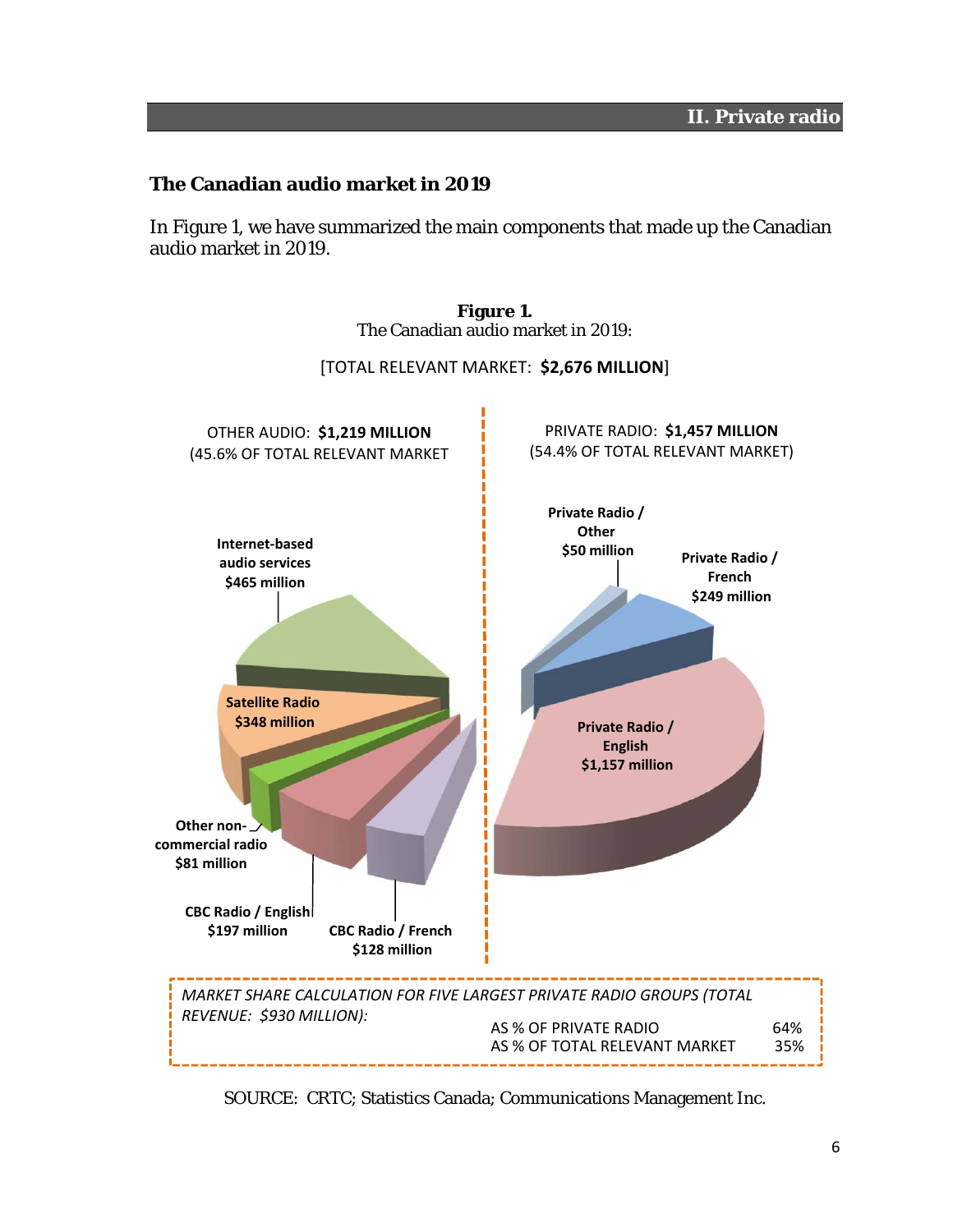## The Canadian audio market in 2019

In Figure 1, we have summarized the main components that made up the Canadian audio market in 2019.

**Figure 1.**
The Canadian audio market in 2019:

[TOTAL RELEVANT MARKET: **$2,676 MILLION**]

OTHER AUDIO: **$1,219 MILLION**
(45.6% OF TOTAL RELEVANT MARKET

PRIVATE RADIO: **$1,457 MILLION**
(54.4% OF TOTAL RELEVANT MARKET)

**Internet-based audio services $465 million**

**Satellite Radio $348 million**

**Other non-commercial radio $81 million**

**CBC Radio / English $197 million**

**CBC Radio / French $128 million**

**Private Radio / Other $50 million**

**Private Radio / French $249 million**

**Private Radio / English $1,157 million**

*MARKET SHARE CALCULATION FOR FIVE LARGEST PRIVATE RADIO GROUPS (TOTAL REVENUE: $930 MILLION):*

| | |
|---|---|
| AS % OF PRIVATE RADIO | 64% |
| AS % OF TOTAL RELEVANT MARKET | 35% |

SOURCE: CRTC; Statistics Canada; Communications Management Inc.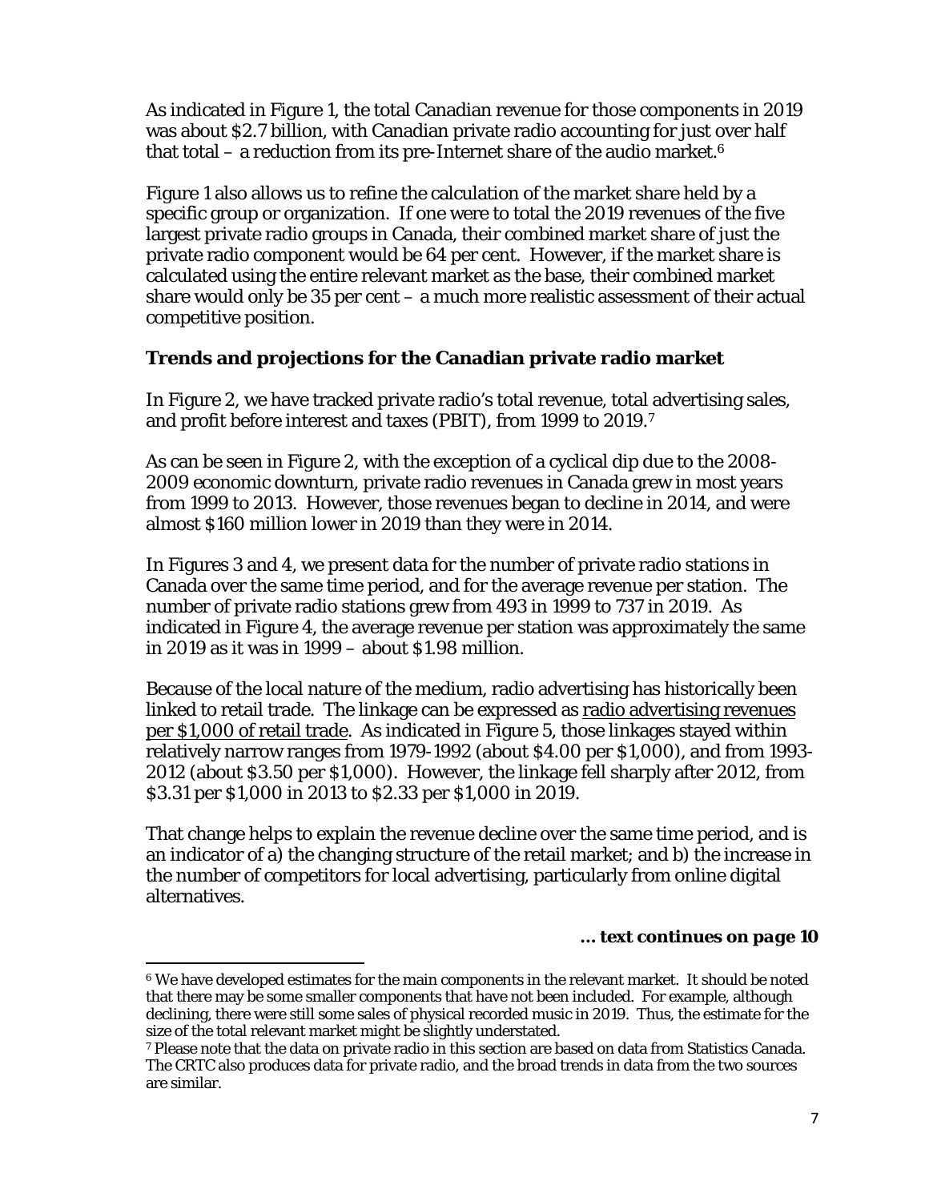As indicated in Figure 1, the total Canadian revenue for those components in 2019 was about $2.7 billion, with Canadian private radio accounting for just over half that total – a reduction from its pre-Internet share of the audio market.[6]

Figure 1 also allows us to refine the calculation of the market share held by a specific group or organization. If one were to total the 2019 revenues of the five largest private radio groups in Canada, their combined market share of just the private radio component would be 64 per cent. However, if the market share is calculated using the entire relevant market as the base, their combined market share would only be 35 per cent – a much more realistic assessment of their actual competitive position.

**Trends and projections for the Canadian private radio market**

In Figure 2, we have tracked private radio's total revenue, total advertising sales, and profit before interest and taxes (PBIT), from 1999 to 2019.[7]

As can be seen in Figure 2, with the exception of a cyclical dip due to the 2008-2009 economic downturn, private radio revenues in Canada grew in most years from 1999 to 2013. However, those revenues began to decline in 2014, and were almost $160 million lower in 2019 than they were in 2014.

In Figures 3 and 4, we present data for the number of private radio stations in Canada over the same time period, and for the average revenue per station. The number of private radio stations grew from 493 in 1999 to 737 in 2019. As indicated in Figure 4, the average revenue per station was approximately the same in 2019 as it was in 1999 – about $1.98 million.

Because of the local nature of the medium, radio advertising has historically been linked to retail trade. The linkage can be expressed as <u>radio advertising revenues per $1,000 of retail trade</u>. As indicated in Figure 5, those linkages stayed within relatively narrow ranges from 1979-1992 (about $4.00 per $1,000), and from 1993-2012 (about $3.50 per $1,000). However, the linkage fell sharply after 2012, from $3.31 per $1,000 in 2013 to $2.33 per $1,000 in 2019.

That change helps to explain the revenue decline over the same time period, and is an indicator of a) the changing structure of the retail market; and b) the increase in the number of competitors for local advertising, particularly from online digital alternatives.

***... text continues on page 10***

---

[6] We have developed estimates for the main components in the relevant market. It should be noted that there may be some smaller components that have not been included. For example, although declining, there were still some sales of physical recorded music in 2019. Thus, the estimate for the size of the total relevant market might be slightly understated.

[7] Please note that the data on private radio in this section are based on data from Statistics Canada. The CRTC also produces data for private radio, and the broad trends in data from the two sources are similar.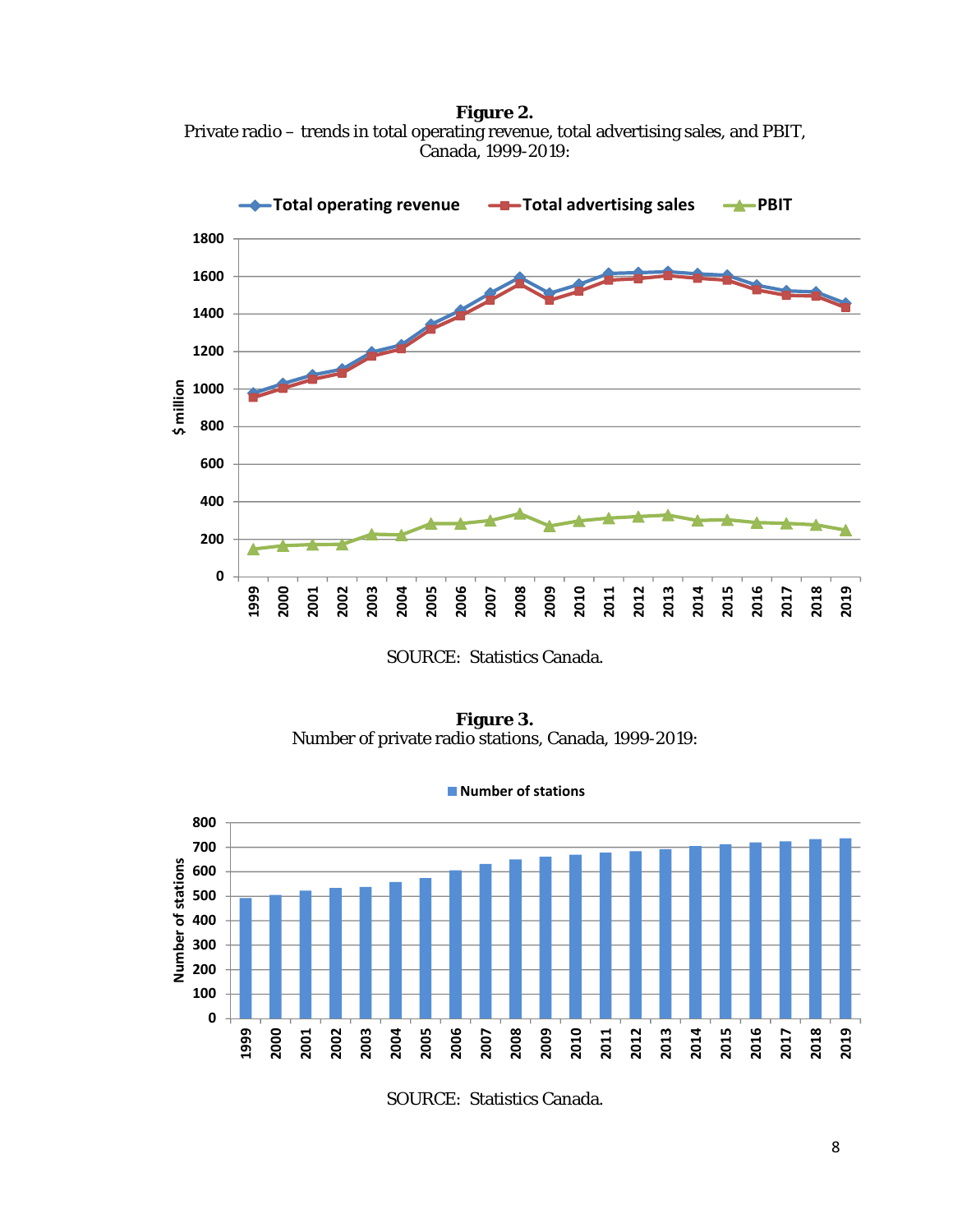**Figure 2.**
Private radio – trends in total operating revenue, total advertising sales, and PBIT, Canada, 1999-2019:

SOURCE: Statistics Canada.

**Figure 3.**
Number of private radio stations, Canada, 1999-2019:

SOURCE: Statistics Canada.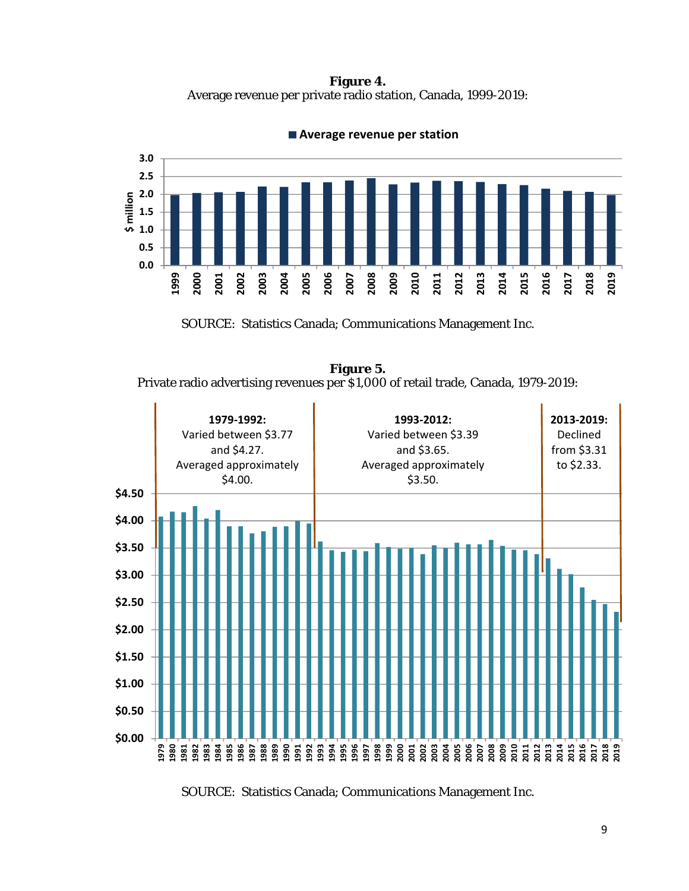**Figure 4.**
Average revenue per private radio station, Canada, 1999-2019:

SOURCE: Statistics Canada; Communications Management Inc.

**Figure 5.**
Private radio advertising revenues per $1,000 of retail trade, Canada, 1979-2019:

**1979-1992:** Varied between $3.77 and $4.27. Averaged approximately $4.00.

**1993-2012:** Varied between $3.39 and $3.65. Averaged approximately $3.50.

**2013-2019:** Declined from $3.31 to $2.33.

SOURCE: Statistics Canada; Communications Management Inc.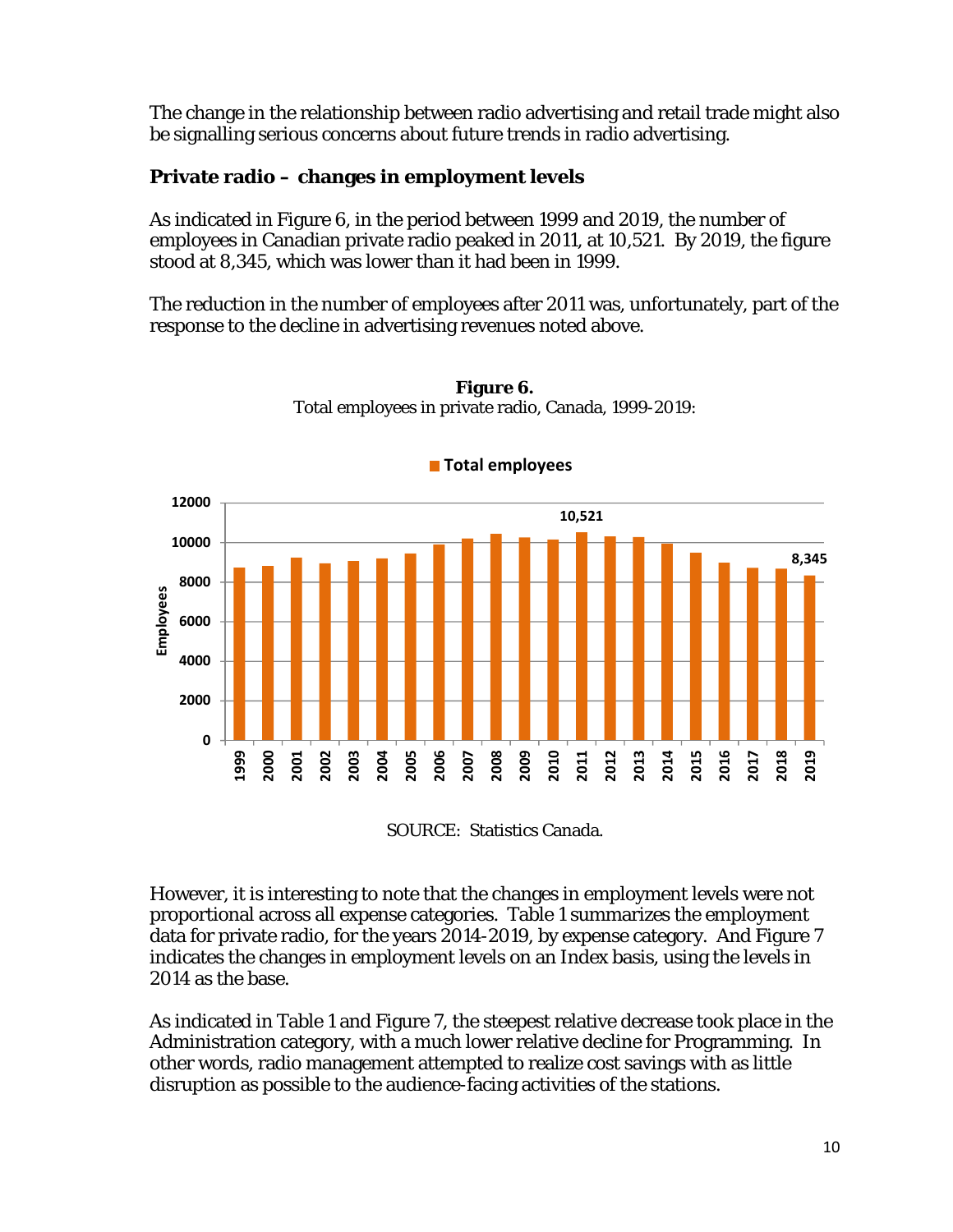The change in the relationship between radio advertising and retail trade might also be signalling serious concerns about future trends in radio advertising.

### Private radio – changes in employment levels

As indicated in Figure 6, in the period between 1999 and 2019, the number of employees in Canadian private radio peaked in 2011, at 10,521. By 2019, the figure stood at 8,345, which was lower than it had been in 1999.

The reduction in the number of employees after 2011 was, unfortunately, part of the response to the decline in advertising revenues noted above.

**Figure 6.**
Total employees in private radio, Canada, 1999-2019:

SOURCE: Statistics Canada.

However, it is interesting to note that the changes in employment levels were not proportional across all expense categories. Table 1 summarizes the employment data for private radio, for the years 2014-2019, by expense category. And Figure 7 indicates the changes in employment levels on an Index basis, using the levels in 2014 as the base.

As indicated in Table 1 and Figure 7, the steepest relative decrease took place in the Administration category, with a much lower relative decline for Programming. In other words, radio management attempted to realize cost savings with as little disruption as possible to the audience-facing activities of the stations.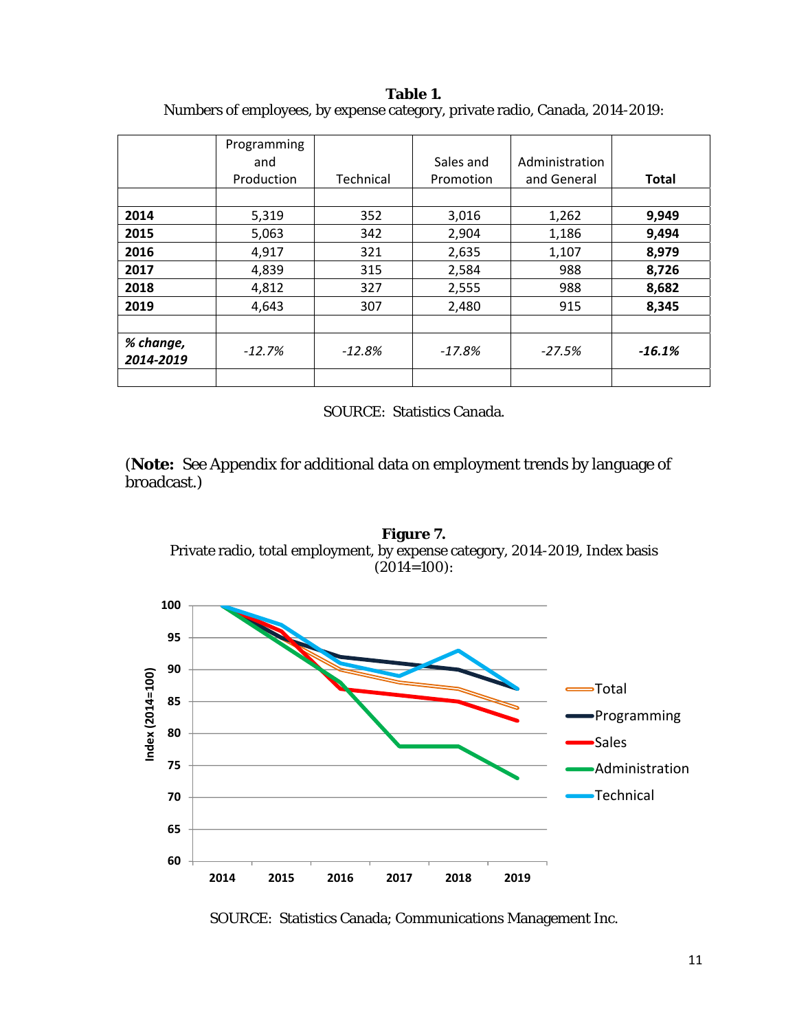**Table 1.**
Numbers of employees, by expense category, private radio, Canada, 2014-2019:

| | Programming and Production | Technical | Sales and Promotion | Administration and General | **Total** |
|---|---|---|---|---|---|
| **2014** | 5,319 | 352 | 3,016 | 1,262 | **9,949** |
| **2015** | 5,063 | 342 | 2,904 | 1,186 | **9,494** |
| **2016** | 4,917 | 321 | 2,635 | 1,107 | **8,979** |
| **2017** | 4,839 | 315 | 2,584 | 988 | **8,726** |
| **2018** | 4,812 | 327 | 2,555 | 988 | **8,682** |
| **2019** | 4,643 | 307 | 2,480 | 915 | **8,345** |
| ***% change, 2014-2019*** | *-12.7%* | *-12.8%* | *-17.8%* | *-27.5%* | ***-16.1%*** |

SOURCE: Statistics Canada.

(**Note:** See Appendix for additional data on employment trends by language of broadcast.)

**Figure 7.**
Private radio, total employment, by expense category, 2014-2019, Index basis (2014=100):

SOURCE: Statistics Canada; Communications Management Inc.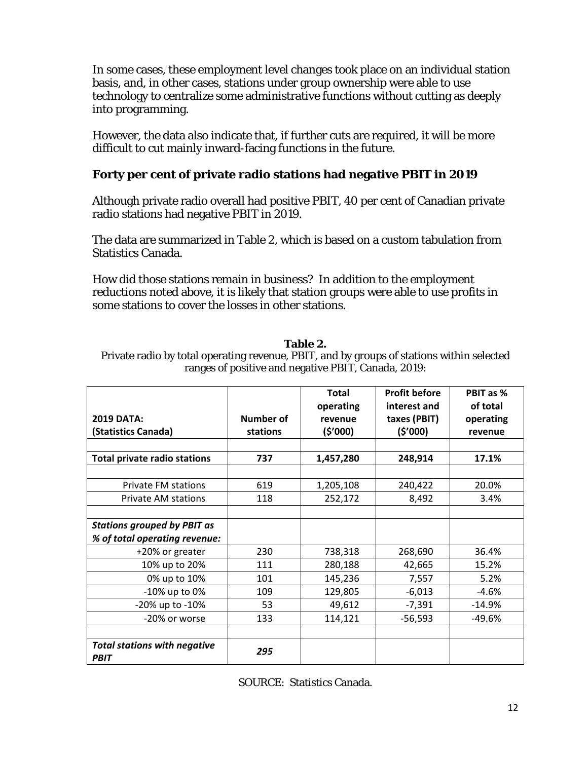In some cases, these employment level changes took place on an individual station basis, and, in other cases, stations under group ownership were able to use technology to centralize some administrative functions without cutting as deeply into programming.

However, the data also indicate that, if further cuts are required, it will be more difficult to cut mainly inward-facing functions in the future.

### Forty per cent of private radio stations had negative PBIT in 2019

Although private radio overall had positive PBIT, 40 per cent of Canadian private radio stations had negative PBIT in 2019.

The data are summarized in Table 2, which is based on a custom tabulation from Statistics Canada.

How did those stations remain in business? In addition to the employment reductions noted above, it is likely that station groups were able to use profits in some stations to cover the losses in other stations.

**Table 2.**
Private radio by total operating revenue, PBIT, and by groups of stations within selected ranges of positive and negative PBIT, Canada, 2019:

| 2019 DATA: (Statistics Canada) | Number of stations | Total operating revenue ($'000) | Profit before interest and taxes (PBIT) ($'000) | PBIT as % of total operating revenue |
|---|---|---|---|---|
| | | | | |
| **Total private radio stations** | **737** | **1,457,280** | **248,914** | **17.1%** |
| | | | | |
| Private FM stations | 619 | 1,205,108 | 240,422 | 20.0% |
| Private AM stations | 118 | 252,172 | 8,492 | 3.4% |
| | | | | |
| ***Stations grouped by PBIT as % of total operating revenue:*** | | | | |
| +20% or greater | 230 | 738,318 | 268,690 | 36.4% |
| 10% up to 20% | 111 | 280,188 | 42,665 | 15.2% |
| 0% up to 10% | 101 | 145,236 | 7,557 | 5.2% |
| -10% up to 0% | 109 | 129,805 | -6,013 | -4.6% |
| -20% up to -10% | 53 | 49,612 | -7,391 | -14.9% |
| -20% or worse | 133 | 114,121 | -56,593 | -49.6% |
| | | | | |
| ***Total stations with negative PBIT*** | ***295*** | | | |

SOURCE: Statistics Canada.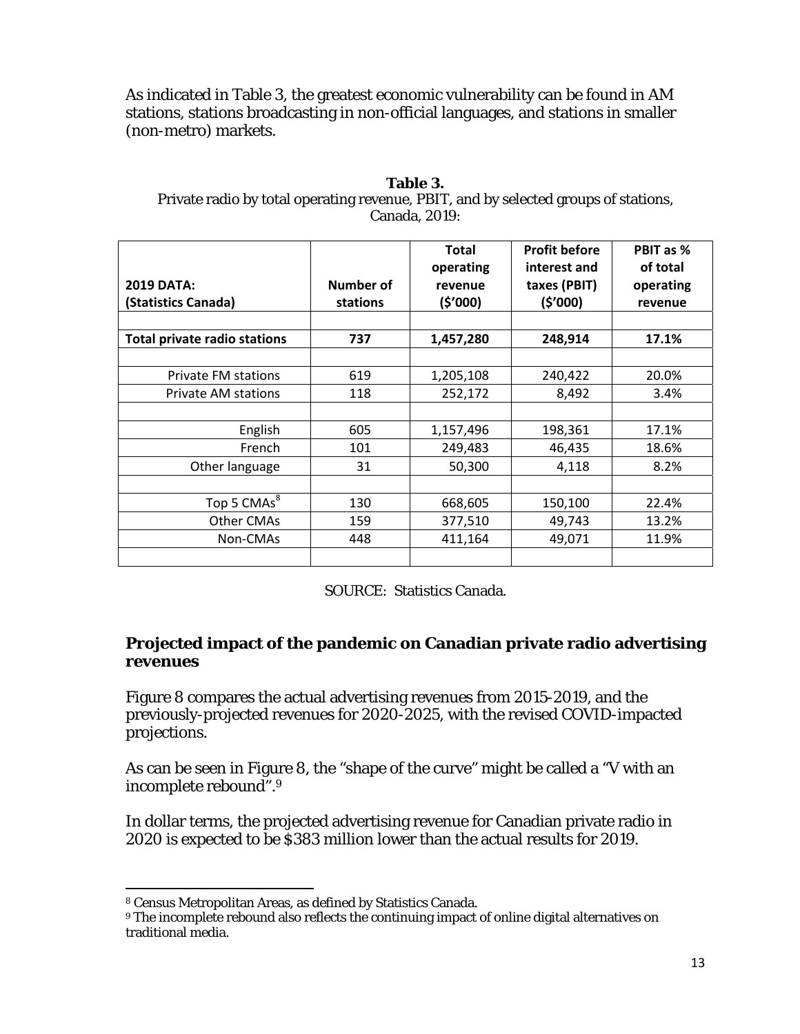As indicated in Table 3, the greatest economic vulnerability can be found in AM stations, stations broadcasting in non-official languages, and stations in smaller (non-metro) markets.

**Table 3.**

Private radio by total operating revenue, PBIT, and by selected groups of stations, Canada, 2019:

| **2019 DATA: (Statistics Canada)** | **Number of stations** | **Total operating revenue ($'000)** | **Profit before interest and taxes (PBIT) ($'000)** | **PBIT as % of total operating revenue** |
|---|---|---|---|---|
| | | | | |
| **Total private radio stations** | **737** | **1,457,280** | **248,914** | **17.1%** |
| | | | | |
| Private FM stations | 619 | 1,205,108 | 240,422 | 20.0% |
| Private AM stations | 118 | 252,172 | 8,492 | 3.4% |
| | | | | |
| English | 605 | 1,157,496 | 198,361 | 17.1% |
| French | 101 | 249,483 | 46,435 | 18.6% |
| Other language | 31 | 50,300 | 4,118 | 8.2% |
| | | | | |
| Top 5 CMAs[8] | 130 | 668,605 | 150,100 | 22.4% |
| Other CMAs | 159 | 377,510 | 49,743 | 13.2% |
| Non-CMAs | 448 | 411,164 | 49,071 | 11.9% |
| | | | | |

SOURCE: Statistics Canada.

### Projected impact of the pandemic on Canadian private radio advertising revenues

Figure 8 compares the actual advertising revenues from 2015-2019, and the previously-projected revenues for 2020-2025, with the revised COVID-impacted projections.

As can be seen in Figure 8, the "shape of the curve" might be called a "V with an incomplete rebound".[9]

In dollar terms, the projected advertising revenue for Canadian private radio in 2020 is expected to be $383 million lower than the actual results for 2019.

---

[8] Census Metropolitan Areas, as defined by Statistics Canada.

[9] The incomplete rebound also reflects the continuing impact of online digital alternatives on traditional media.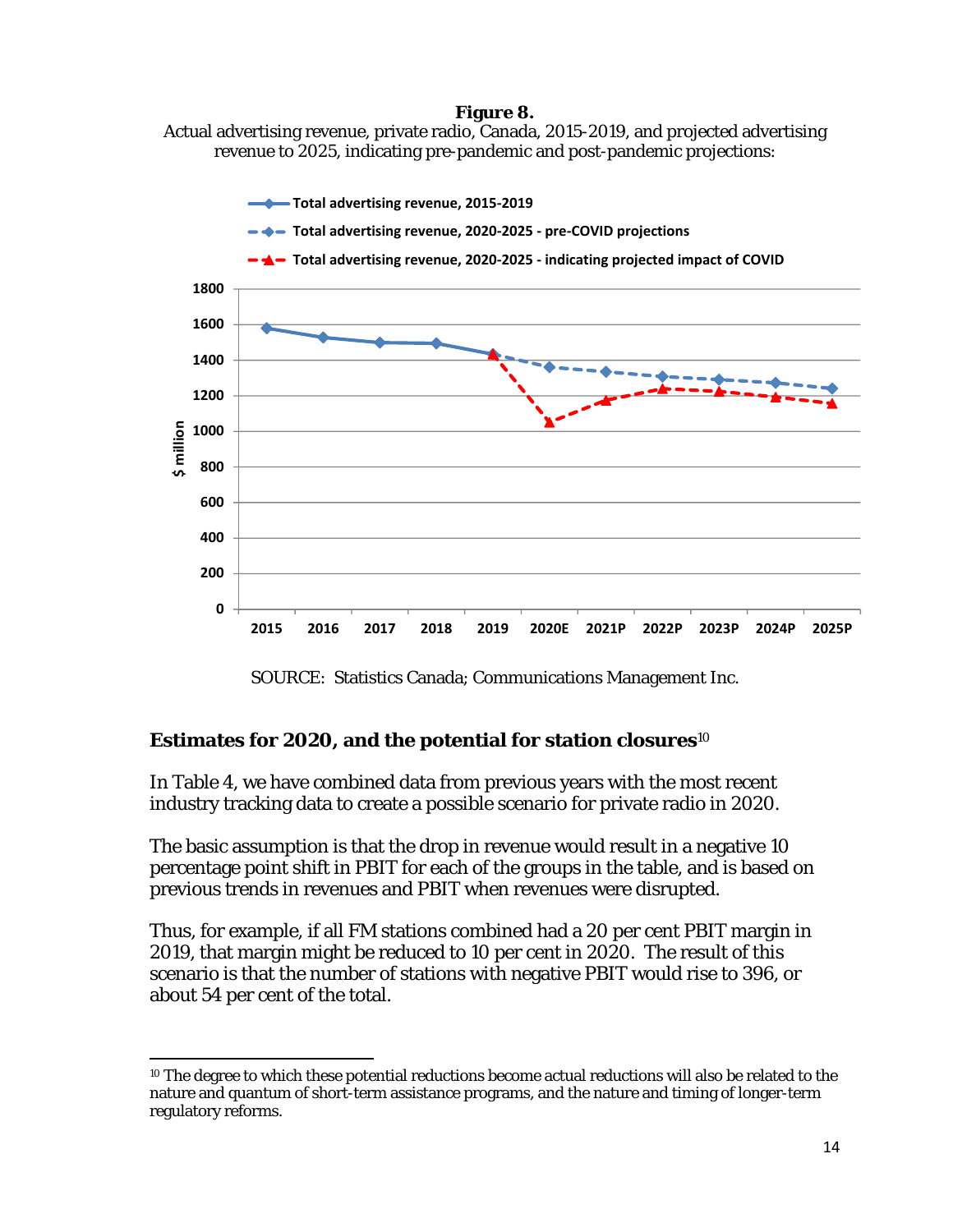**Figure 8.**
Actual advertising revenue, private radio, Canada, 2015-2019, and projected advertising revenue to 2025, indicating pre-pandemic and post-pandemic projections:

SOURCE: Statistics Canada; Communications Management Inc.

### Estimates for 2020, and the potential for station closures[10]

In Table 4, we have combined data from previous years with the most recent industry tracking data to create a possible scenario for private radio in 2020.

The basic assumption is that the drop in revenue would result in a negative 10 percentage point shift in PBIT for each of the groups in the table, and is based on previous trends in revenues and PBIT when revenues were disrupted.

Thus, for example, if all FM stations combined had a 20 per cent PBIT margin in 2019, that margin might be reduced to 10 per cent in 2020. The result of this scenario is that the number of stations with negative PBIT would rise to 396, or about 54 per cent of the total.

---

[10] The degree to which these potential reductions become actual reductions will also be related to the nature and quantum of short-term assistance programs, and the nature and timing of longer-term regulatory reforms.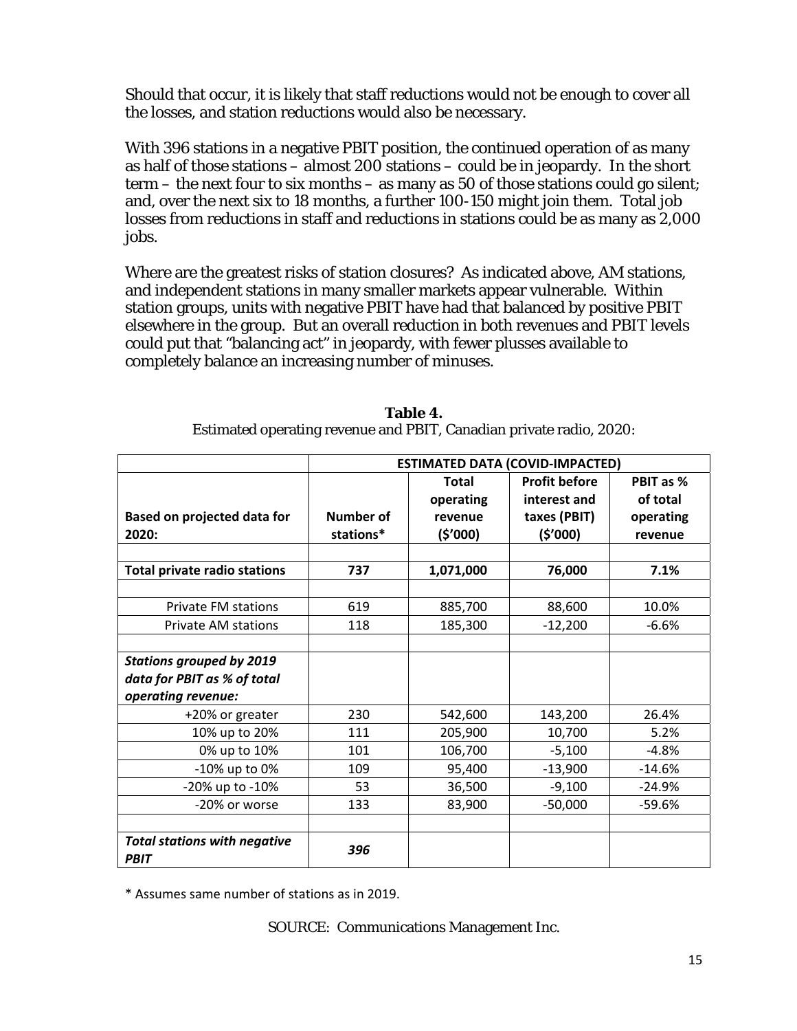Should that occur, it is likely that staff reductions would not be enough to cover all the losses, and station reductions would also be necessary.

With 396 stations in a negative PBIT position, the continued operation of as many as half of those stations – almost 200 stations – could be in jeopardy. In the short term – the next four to six months – as many as 50 of those stations could go silent; and, over the next six to 18 months, a further 100-150 might join them. Total job losses from reductions in staff and reductions in stations could be as many as 2,000 jobs.

Where are the greatest risks of station closures? As indicated above, AM stations, and independent stations in many smaller markets appear vulnerable. Within station groups, units with negative PBIT have had that balanced by positive PBIT elsewhere in the group. But an overall reduction in both revenues and PBIT levels could put that "balancing act" in jeopardy, with fewer plusses available to completely balance an increasing number of minuses.

**Table 4.**

Estimated operating revenue and PBIT, Canadian private radio, 2020:

| | **ESTIMATED DATA (COVID-IMPACTED)** | | | |
|---|---|---|---|---|
| **Based on projected data for 2020:** | **Number of stations*** | **Total operating revenue ($'000)** | **Profit before interest and taxes (PBIT) ($'000)** | **PBIT as % of total operating revenue** |
| | | | | |
| **Total private radio stations** | **737** | **1,071,000** | **76,000** | **7.1%** |
| | | | | |
| Private FM stations | 619 | 885,700 | 88,600 | 10.0% |
| Private AM stations | 118 | 185,300 | -12,200 | -6.6% |
| | | | | |
| ***Stations grouped by 2019 data for PBIT as % of total operating revenue:*** | | | | |
| +20% or greater | 230 | 542,600 | 143,200 | 26.4% |
| 10% up to 20% | 111 | 205,900 | 10,700 | 5.2% |
| 0% up to 10% | 101 | 106,700 | -5,100 | -4.8% |
| -10% up to 0% | 109 | 95,400 | -13,900 | -14.6% |
| -20% up to -10% | 53 | 36,500 | -9,100 | -24.9% |
| -20% or worse | 133 | 83,900 | -50,000 | -59.6% |
| | | | | |
| ***Total stations with negative PBIT*** | ***396*** | | | |

\* Assumes same number of stations as in 2019.

SOURCE: Communications Management Inc.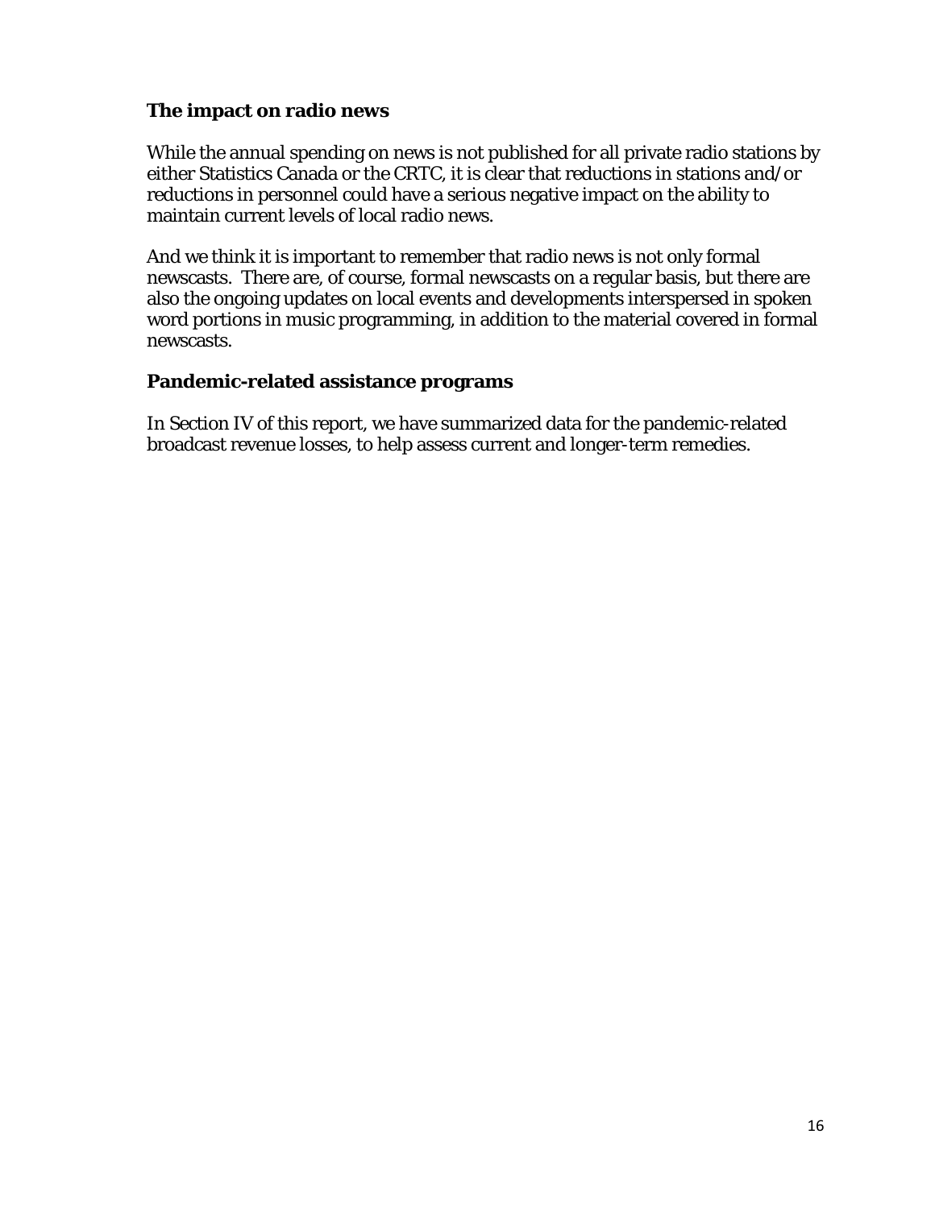### The impact on radio news

While the annual spending on news is not published for all private radio stations by either Statistics Canada or the CRTC, it is clear that reductions in stations and/or reductions in personnel could have a serious negative impact on the ability to maintain current levels of local radio news.

And we think it is important to remember that radio news is not only formal newscasts. There are, of course, formal newscasts on a regular basis, but there are also the ongoing updates on local events and developments interspersed in spoken word portions in music programming, in addition to the material covered in formal newscasts.

### Pandemic-related assistance programs

In Section IV of this report, we have summarized data for the pandemic-related broadcast revenue losses, to help assess current and longer-term remedies.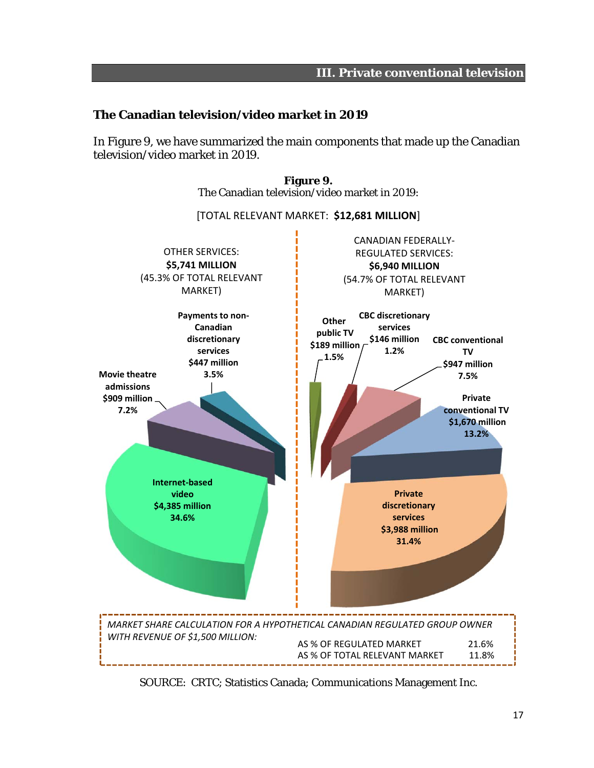## The Canadian television/video market in 2019

In Figure 9, we have summarized the main components that made up the Canadian television/video market in 2019.

**Figure 9.**
The Canadian television/video market in 2019:

[TOTAL RELEVANT MARKET: **$12,681 MILLION**]

OTHER SERVICES: **$5,741 MILLION** (45.3% OF TOTAL RELEVANT MARKET)

- **Internet-based video $4,385 million 34.6%**
- **Movie theatre admissions $909 million 7.2%**
- **Payments to non-Canadian discretionary services $447 million 3.5%**

CANADIAN FEDERALLY-REGULATED SERVICES: **$6,940 MILLION** (54.7% OF TOTAL RELEVANT MARKET)

- **Other public TV $189 million 1.5%**
- **CBC discretionary services $146 million 1.2%**
- **CBC conventional TV $947 million 7.5%**
- **Private conventional TV $1,670 million 13.2%**
- **Private discretionary services $3,988 million 31.4%**

*MARKET SHARE CALCULATION FOR A HYPOTHETICAL CANADIAN REGULATED GROUP OWNER WITH REVENUE OF $1,500 MILLION:*

| | |
|---|---|
| AS % OF REGULATED MARKET | 21.6% |
| AS % OF TOTAL RELEVANT MARKET | 11.8% |

SOURCE: CRTC; Statistics Canada; Communications Management Inc.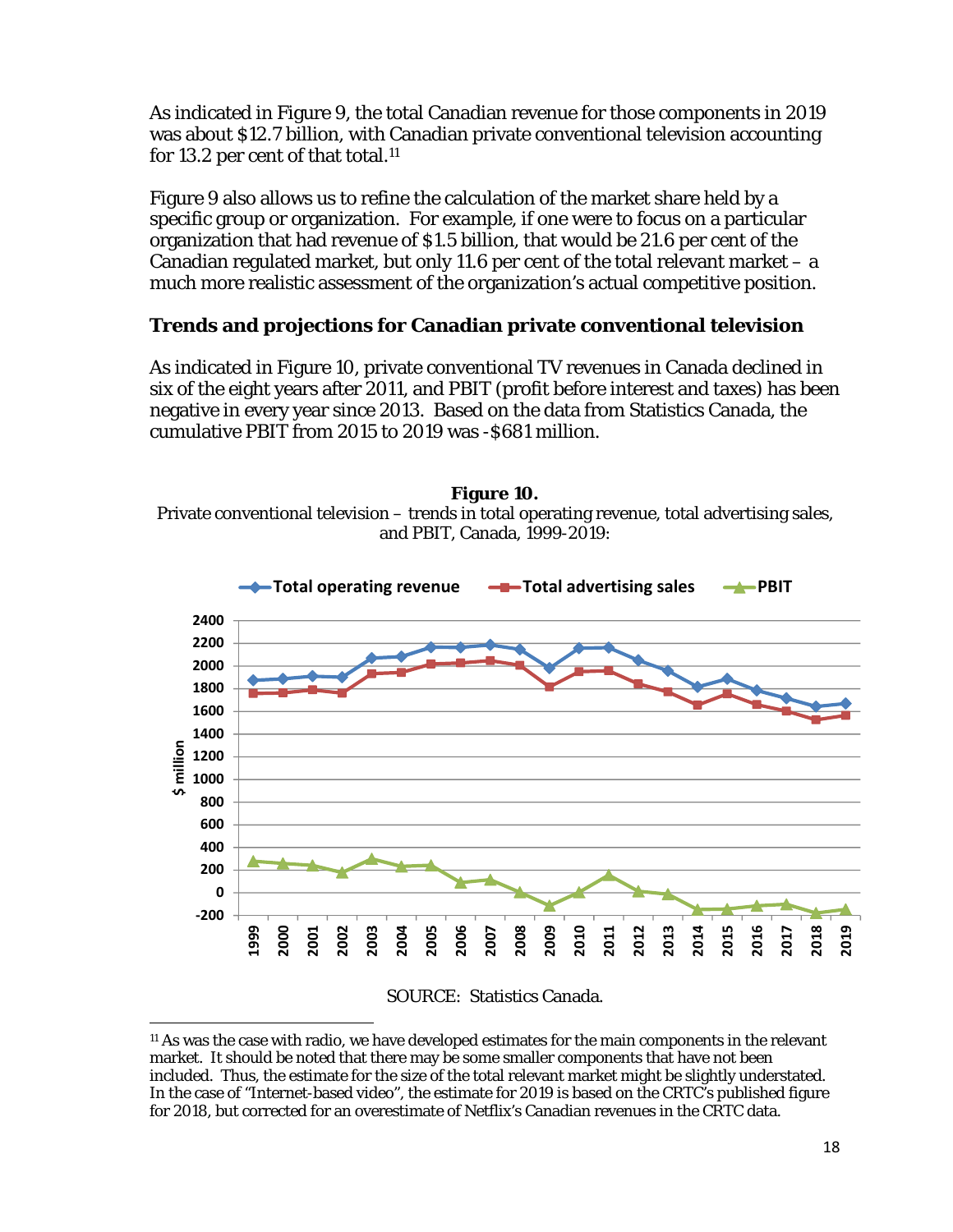As indicated in Figure 9, the total Canadian revenue for those components in 2019 was about $12.7 billion, with Canadian private conventional television accounting for 13.2 per cent of that total.[11]

Figure 9 also allows us to refine the calculation of the market share held by a specific group or organization. For example, if one were to focus on a particular organization that had revenue of $1.5 billion, that would be 21.6 per cent of the Canadian regulated market, but only 11.6 per cent of the total relevant market – a much more realistic assessment of the organization's actual competitive position.

## Trends and projections for Canadian private conventional television

As indicated in Figure 10, private conventional TV revenues in Canada declined in six of the eight years after 2011, and PBIT (profit before interest and taxes) has been negative in every year since 2013. Based on the data from Statistics Canada, the cumulative PBIT from 2015 to 2019 was -$681 million.

**Figure 10.**
Private conventional television – trends in total operating revenue, total advertising sales, and PBIT, Canada, 1999-2019:

SOURCE: Statistics Canada.

---

[11] As was the case with radio, we have developed estimates for the main components in the relevant market. It should be noted that there may be some smaller components that have not been included. Thus, the estimate for the size of the total relevant market might be slightly understated. In the case of "Internet-based video", the estimate for 2019 is based on the CRTC's published figure for 2018, but corrected for an overestimate of Netflix's Canadian revenues in the CRTC data.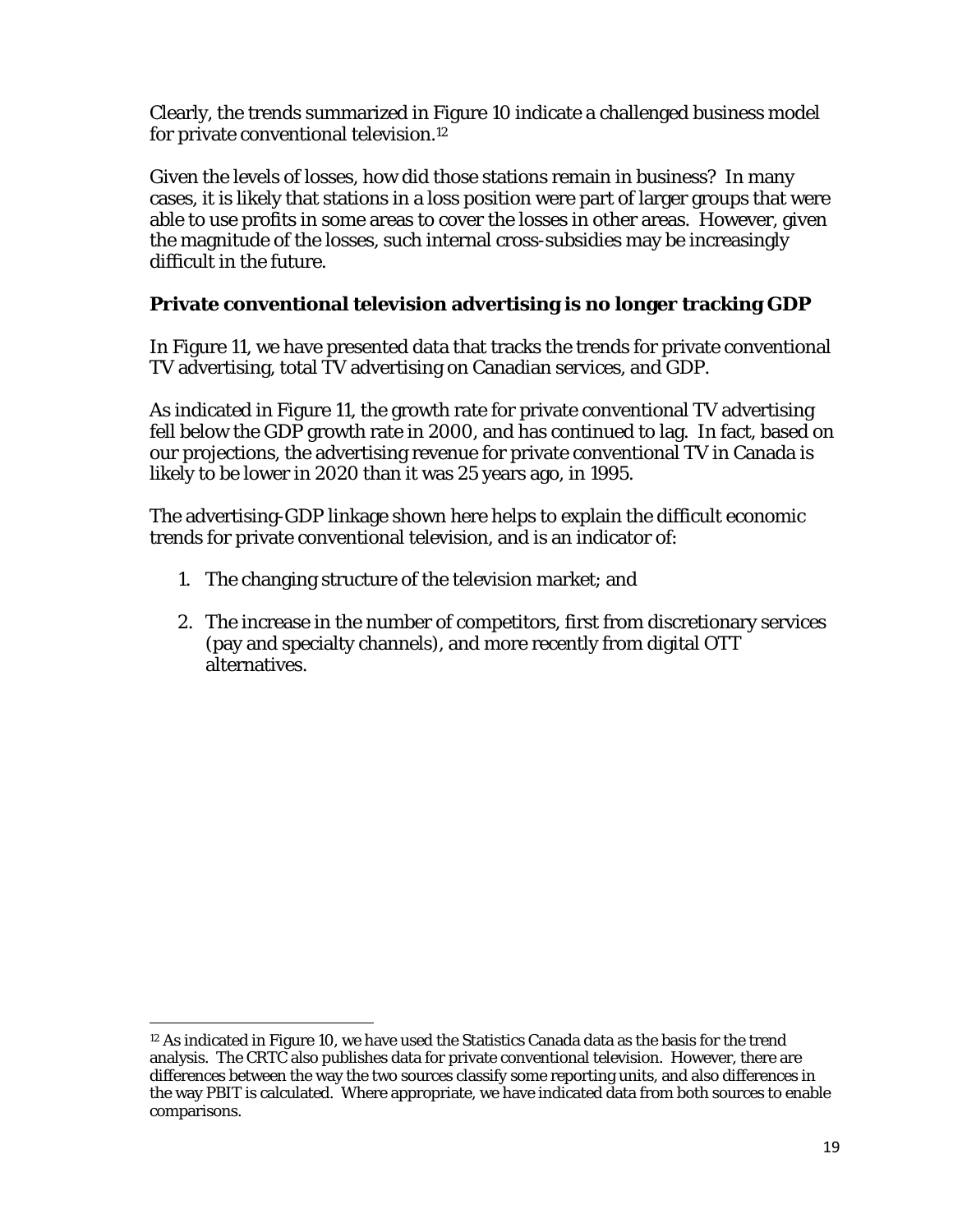Clearly, the trends summarized in Figure 10 indicate a challenged business model for private conventional television.[12]

Given the levels of losses, how did those stations remain in business? In many cases, it is likely that stations in a loss position were part of larger groups that were able to use profits in some areas to cover the losses in other areas. However, given the magnitude of the losses, such internal cross-subsidies may be increasingly difficult in the future.

### Private conventional television advertising is no longer tracking GDP

In Figure 11, we have presented data that tracks the trends for private conventional TV advertising, total TV advertising on Canadian services, and GDP.

As indicated in Figure 11, the growth rate for private conventional TV advertising fell below the GDP growth rate in 2000, and has continued to lag. In fact, based on our projections, the advertising revenue for private conventional TV in Canada is likely to be lower in 2020 than it was 25 years ago, in 1995.

The advertising-GDP linkage shown here helps to explain the difficult economic trends for private conventional television, and is an indicator of:

1. The changing structure of the television market; and
2. The increase in the number of competitors, first from discretionary services (pay and specialty channels), and more recently from digital OTT alternatives.

---

[12] As indicated in Figure 10, we have used the Statistics Canada data as the basis for the trend analysis. The CRTC also publishes data for private conventional television. However, there are differences between the way the two sources classify some reporting units, and also differences in the way PBIT is calculated. Where appropriate, we have indicated data from both sources to enable comparisons.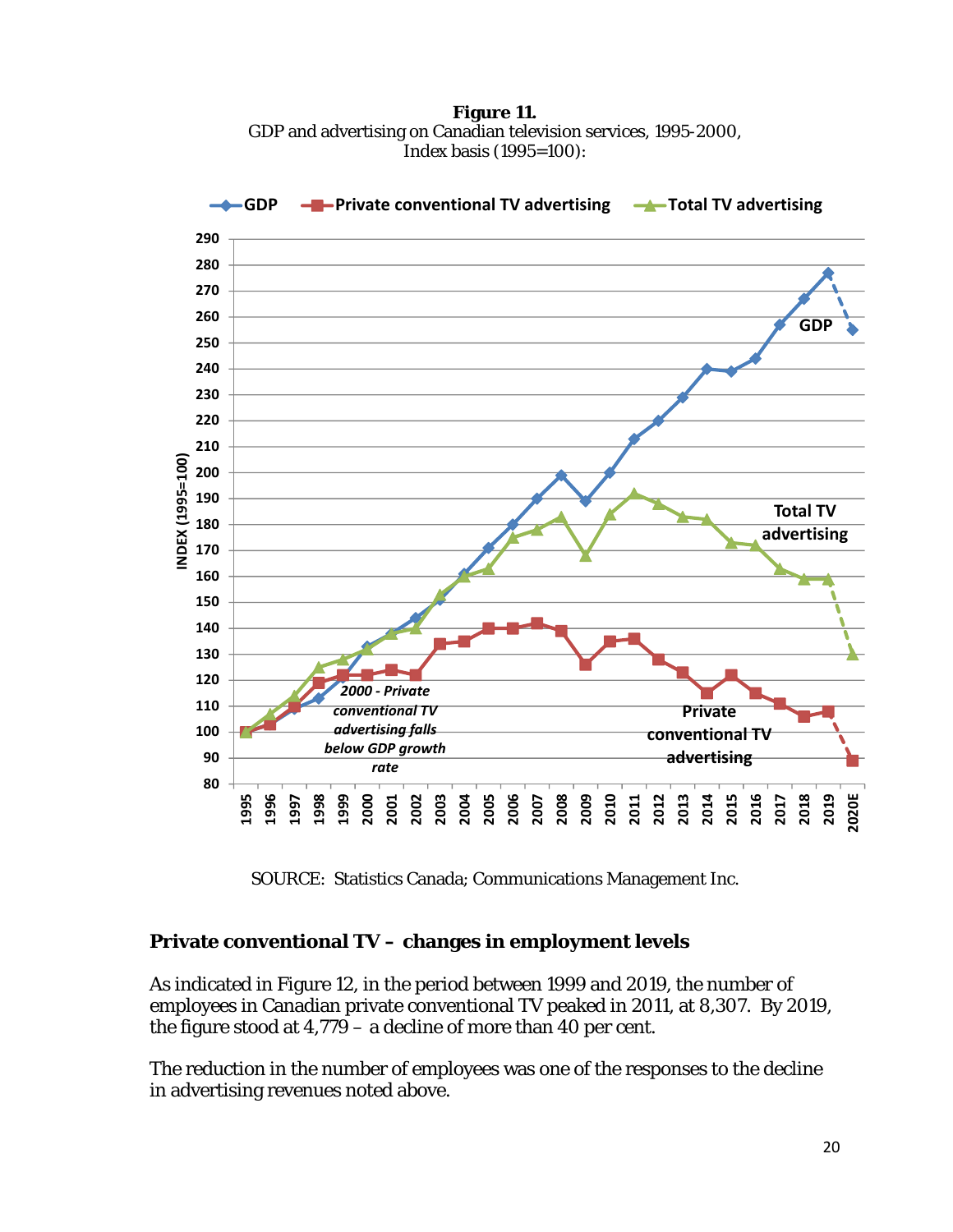**Figure 11.**
GDP and advertising on Canadian television services, 1995-2000,
Index basis (1995=100):

SOURCE: Statistics Canada; Communications Management Inc.

## Private conventional TV – changes in employment levels

As indicated in Figure 12, in the period between 1999 and 2019, the number of employees in Canadian private conventional TV peaked in 2011, at 8,307. By 2019, the figure stood at 4,779 – a decline of more than 40 per cent.

The reduction in the number of employees was one of the responses to the decline in advertising revenues noted above.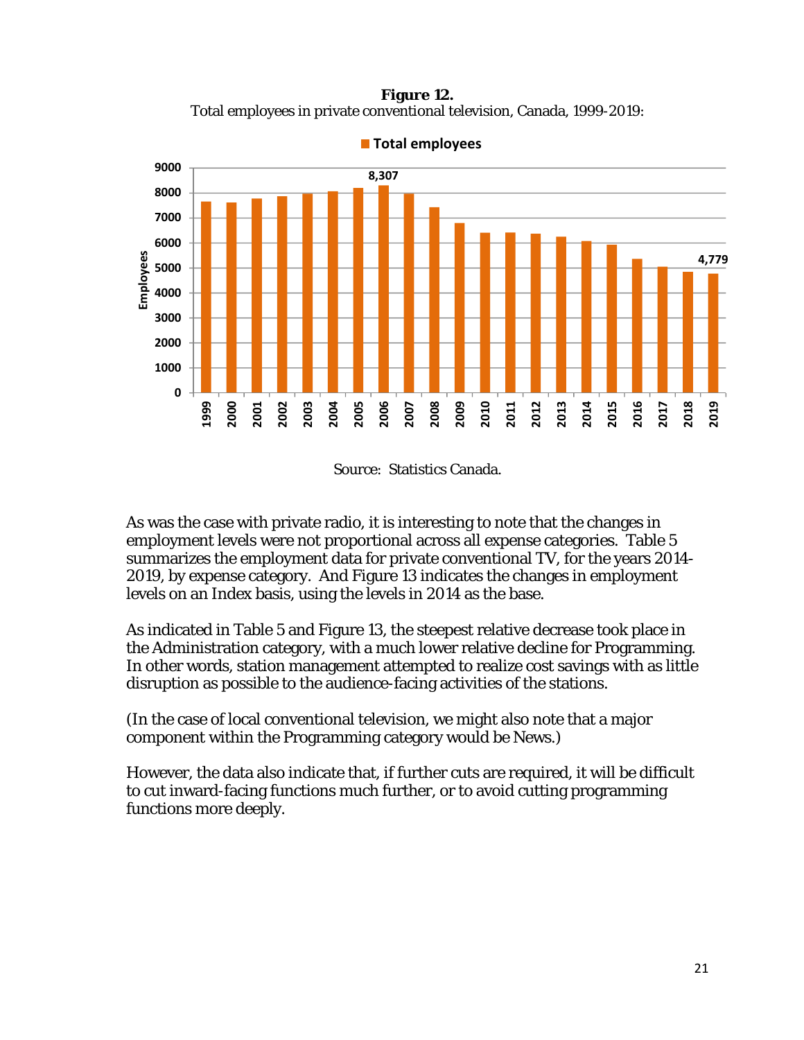**Figure 12.**
Total employees in private conventional television, Canada, 1999-2019:

Source: Statistics Canada.

As was the case with private radio, it is interesting to note that the changes in employment levels were not proportional across all expense categories. Table 5 summarizes the employment data for private conventional TV, for the years 2014-2019, by expense category. And Figure 13 indicates the changes in employment levels on an Index basis, using the levels in 2014 as the base.

As indicated in Table 5 and Figure 13, the steepest relative decrease took place in the Administration category, with a much lower relative decline for Programming. In other words, station management attempted to realize cost savings with as little disruption as possible to the audience-facing activities of the stations.

(In the case of local conventional television, we might also note that a major component within the Programming category would be News.)

However, the data also indicate that, if further cuts are required, it will be difficult to cut inward-facing functions much further, or to avoid cutting programming functions more deeply.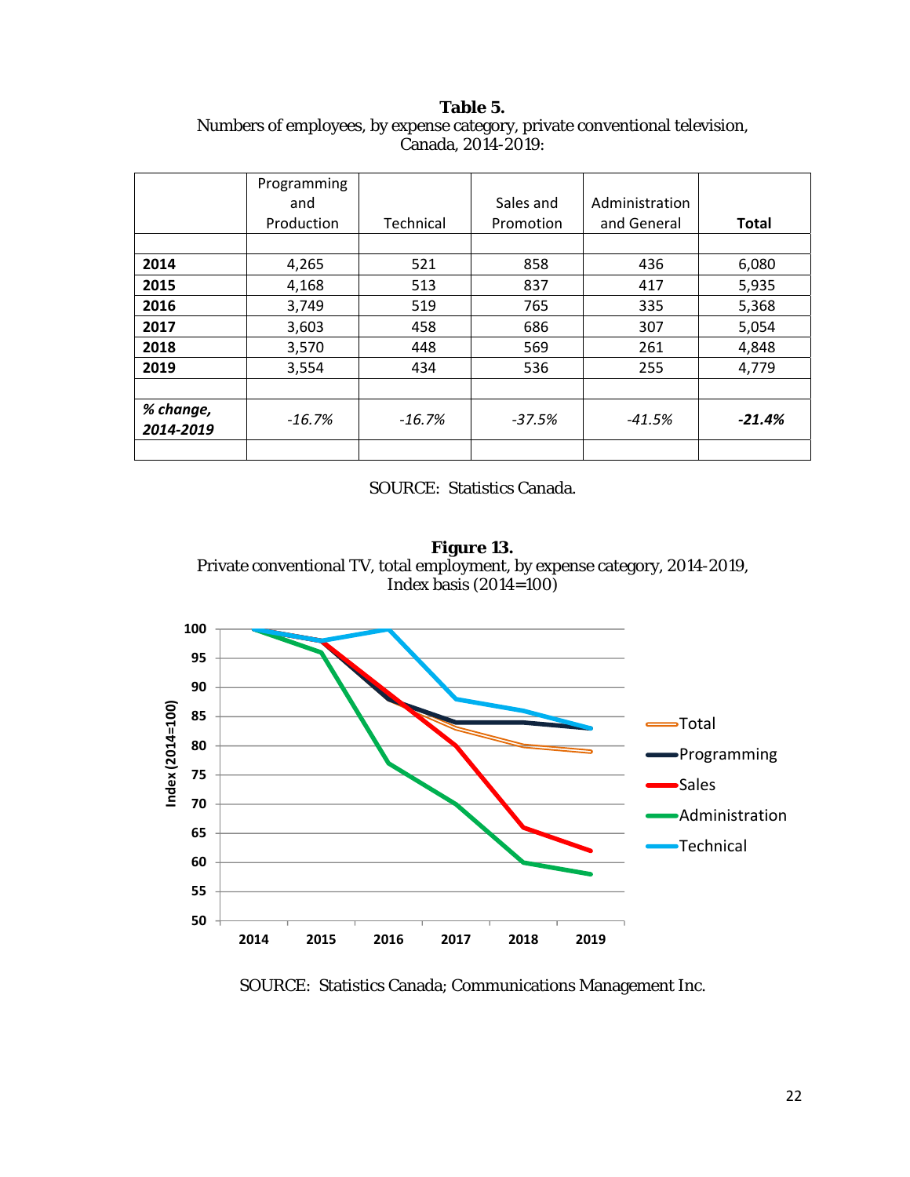**Table 5.**
Numbers of employees, by expense category, private conventional television, Canada, 2014-2019:

| | Programming and Production | Technical | Sales and Promotion | Administration and General | **Total** |
|---|---|---|---|---|---|
| | | | | | |
| **2014** | 4,265 | 521 | 858 | 436 | 6,080 |
| **2015** | 4,168 | 513 | 837 | 417 | 5,935 |
| **2016** | 3,749 | 519 | 765 | 335 | 5,368 |
| **2017** | 3,603 | 458 | 686 | 307 | 5,054 |
| **2018** | 3,570 | 448 | 569 | 261 | 4,848 |
| **2019** | 3,554 | 434 | 536 | 255 | 4,779 |
| | | | | | |
| ***% change, 2014-2019*** | *-16.7%* | *-16.7%* | *-37.5%* | *-41.5%* | ***-21.4%*** |

SOURCE: Statistics Canada.

**Figure 13.**
Private conventional TV, total employment, by expense category, 2014-2019, Index basis (2014=100)

SOURCE: Statistics Canada; Communications Management Inc.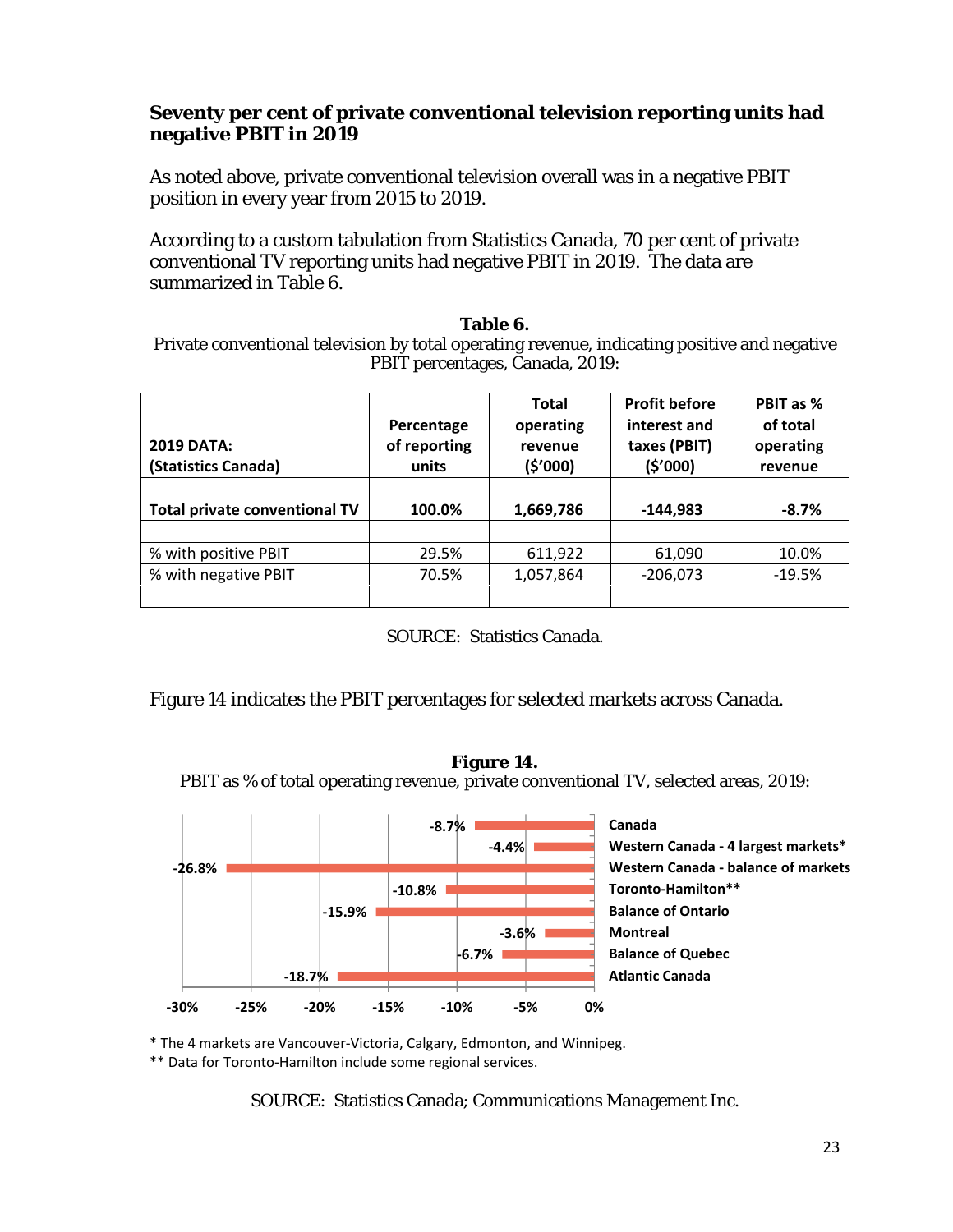### Seventy per cent of private conventional television reporting units had negative PBIT in 2019

As noted above, private conventional television overall was in a negative PBIT position in every year from 2015 to 2019.

According to a custom tabulation from Statistics Canada, 70 per cent of private conventional TV reporting units had negative PBIT in 2019. The data are summarized in Table 6.

**Table 6.**
Private conventional television by total operating revenue, indicating positive and negative PBIT percentages, Canada, 2019:

| 2019 DATA: (Statistics Canada) | Percentage of reporting units | Total operating revenue ($'000) | Profit before interest and taxes (PBIT) ($'000) | PBIT as % of total operating revenue |
|---|---|---|---|---|
| | | | | |
| **Total private conventional TV** | **100.0%** | **1,669,786** | **-144,983** | **-8.7%** |
| | | | | |
| % with positive PBIT | 29.5% | 611,922 | 61,090 | 10.0% |
| % with negative PBIT | 70.5% | 1,057,864 | -206,073 | -19.5% |
| | | | | |

SOURCE: Statistics Canada.

Figure 14 indicates the PBIT percentages for selected markets across Canada.

**Figure 14.**
PBIT as % of total operating revenue, private conventional TV, selected areas, 2019:

| Area | PBIT as % of total operating revenue |
|---|---|
| Canada | -8.7% |
| Western Canada - 4 largest markets* | -4.4% |
| Western Canada - balance of markets | -26.8% |
| Toronto-Hamilton** | -10.8% |
| Balance of Ontario | -15.9% |
| Montreal | -3.6% |
| Balance of Quebec | -6.7% |
| Atlantic Canada | -18.7% |

\* The 4 markets are Vancouver-Victoria, Calgary, Edmonton, and Winnipeg.
** Data for Toronto-Hamilton include some regional services.

SOURCE: Statistics Canada; Communications Management Inc.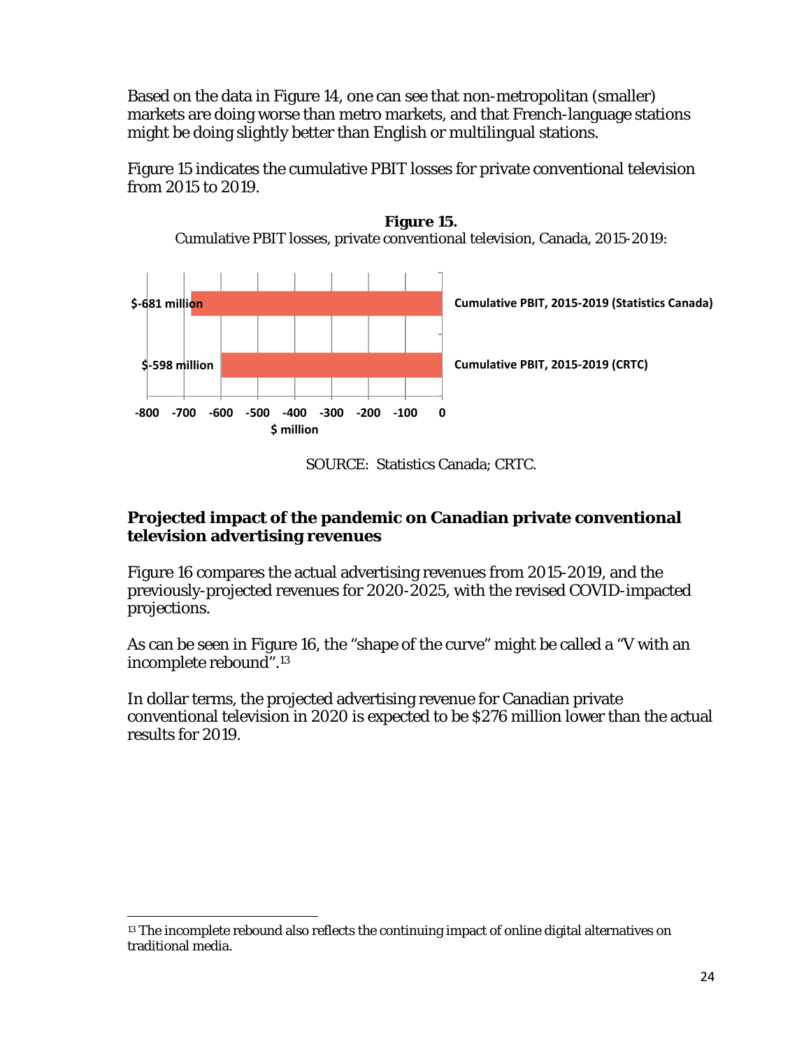Based on the data in Figure 14, one can see that non-metropolitan (smaller) markets are doing worse than metro markets, and that French-language stations might be doing slightly better than English or multilingual stations.

Figure 15 indicates the cumulative PBIT losses for private conventional television from 2015 to 2019.

**Figure 15.**
Cumulative PBIT losses, private conventional television, Canada, 2015-2019:

| | $ million |
|---|---|
| Cumulative PBIT, 2015-2019 (Statistics Canada) | $-681 million |
| Cumulative PBIT, 2015-2019 (CRTC) | $-598 million |

SOURCE: Statistics Canada; CRTC.

## Projected impact of the pandemic on Canadian private conventional television advertising revenues

Figure 16 compares the actual advertising revenues from 2015-2019, and the previously-projected revenues for 2020-2025, with the revised COVID-impacted projections.

As can be seen in Figure 16, the "shape of the curve" might be called a "V with an incomplete rebound".[13]

In dollar terms, the projected advertising revenue for Canadian private conventional television in 2020 is expected to be $276 million lower than the actual results for 2019.

[13] The incomplete rebound also reflects the continuing impact of online digital alternatives on traditional media.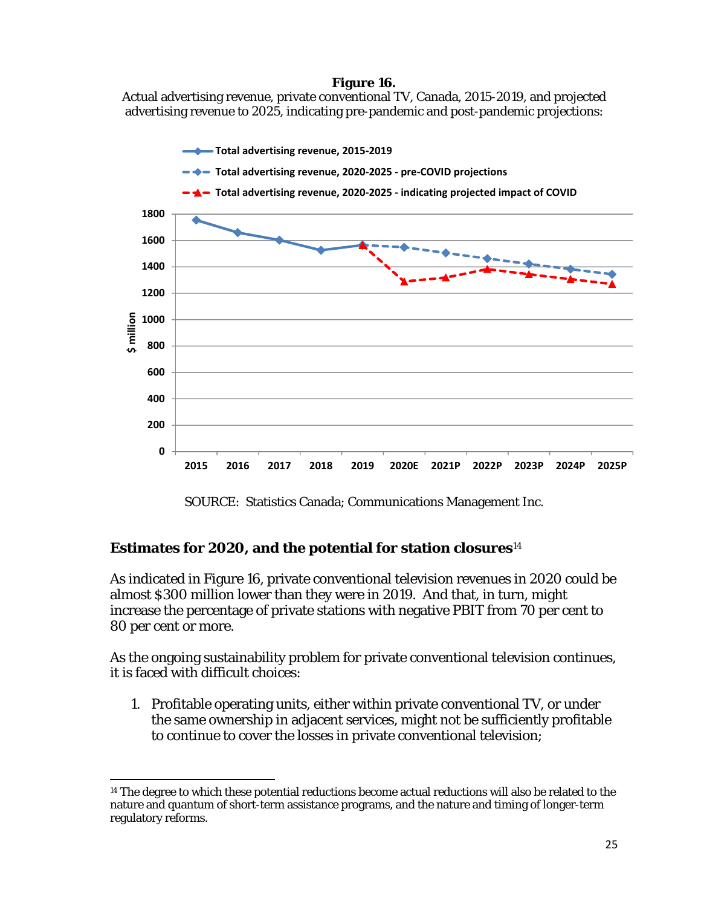**Figure 16.**
Actual advertising revenue, private conventional TV, Canada, 2015-2019, and projected advertising revenue to 2025, indicating pre-pandemic and post-pandemic projections:

SOURCE: Statistics Canada; Communications Management Inc.

## Estimates for 2020, and the potential for station closures[14]

As indicated in Figure 16, private conventional television revenues in 2020 could be almost $300 million lower than they were in 2019. And that, in turn, might increase the percentage of private stations with negative PBIT from 70 per cent to 80 per cent or more.

As the ongoing sustainability problem for private conventional television continues, it is faced with difficult choices:

1. Profitable operating units, either within private conventional TV, or under the same ownership in adjacent services, might not be sufficiently profitable to continue to cover the losses in private conventional television;

---

[14] The degree to which these potential reductions become actual reductions will also be related to the nature and quantum of short-term assistance programs, and the nature and timing of longer-term regulatory reforms.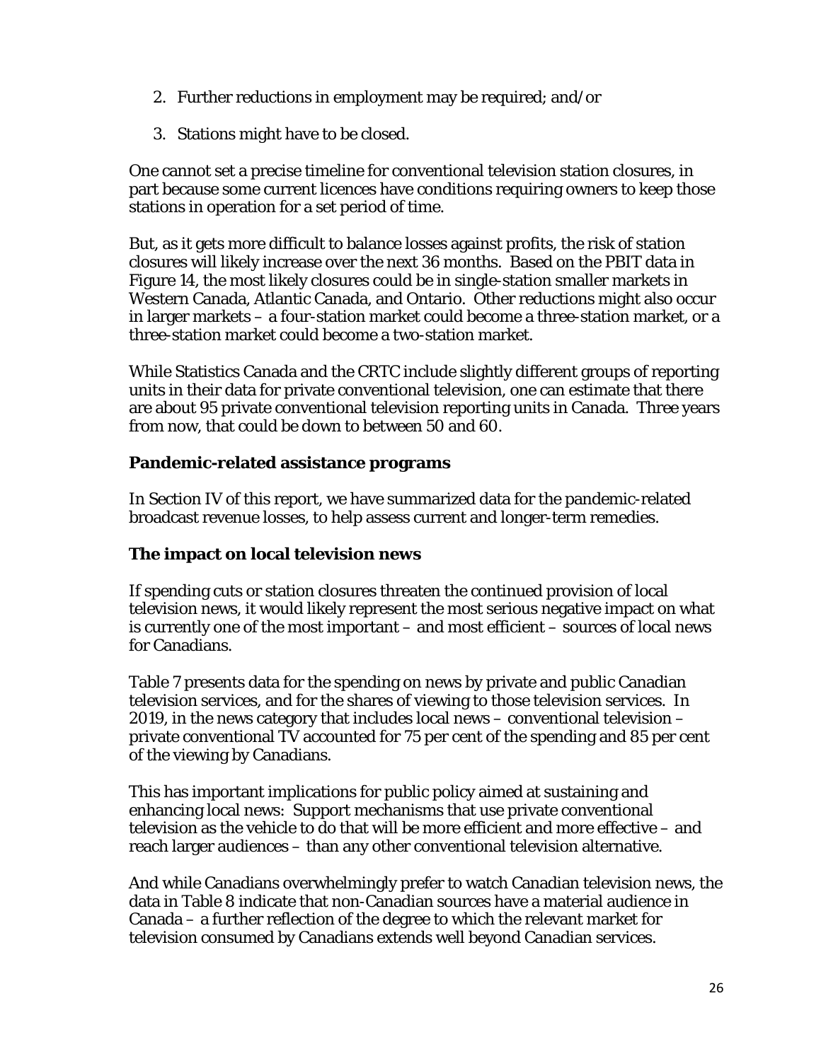2. Further reductions in employment may be required; and/or
3. Stations might have to be closed.

One cannot set a precise timeline for conventional television station closures, in part because some current licences have conditions requiring owners to keep those stations in operation for a set period of time.

But, as it gets more difficult to balance losses against profits, the risk of station closures will likely increase over the next 36 months. Based on the PBIT data in Figure 14, the most likely closures could be in single-station smaller markets in Western Canada, Atlantic Canada, and Ontario. Other reductions might also occur in larger markets – a four-station market could become a three-station market, or a three-station market could become a two-station market.

While Statistics Canada and the CRTC include slightly different groups of reporting units in their data for private conventional television, one can estimate that there are about 95 private conventional television reporting units in Canada. Three years from now, that could be down to between 50 and 60.

**Pandemic-related assistance programs**

In Section IV of this report, we have summarized data for the pandemic-related broadcast revenue losses, to help assess current and longer-term remedies.

**The impact on local television news**

If spending cuts or station closures threaten the continued provision of local television news, it would likely represent the most serious negative impact on what is currently one of the most important – and most efficient – sources of local news for Canadians.

Table 7 presents data for the spending on news by private and public Canadian television services, and for the shares of viewing to those television services. In 2019, in the news category that includes local news – conventional television – private conventional TV accounted for 75 per cent of the spending and 85 per cent of the viewing by Canadians.

This has important implications for public policy aimed at sustaining and enhancing local news: Support mechanisms that use private conventional television as the vehicle to do that will be more efficient and more effective – and reach larger audiences – than any other conventional television alternative.

And while Canadians overwhelmingly prefer to watch Canadian television news, the data in Table 8 indicate that non-Canadian sources have a material audience in Canada – a further reflection of the degree to which the relevant market for television consumed by Canadians extends well beyond Canadian services.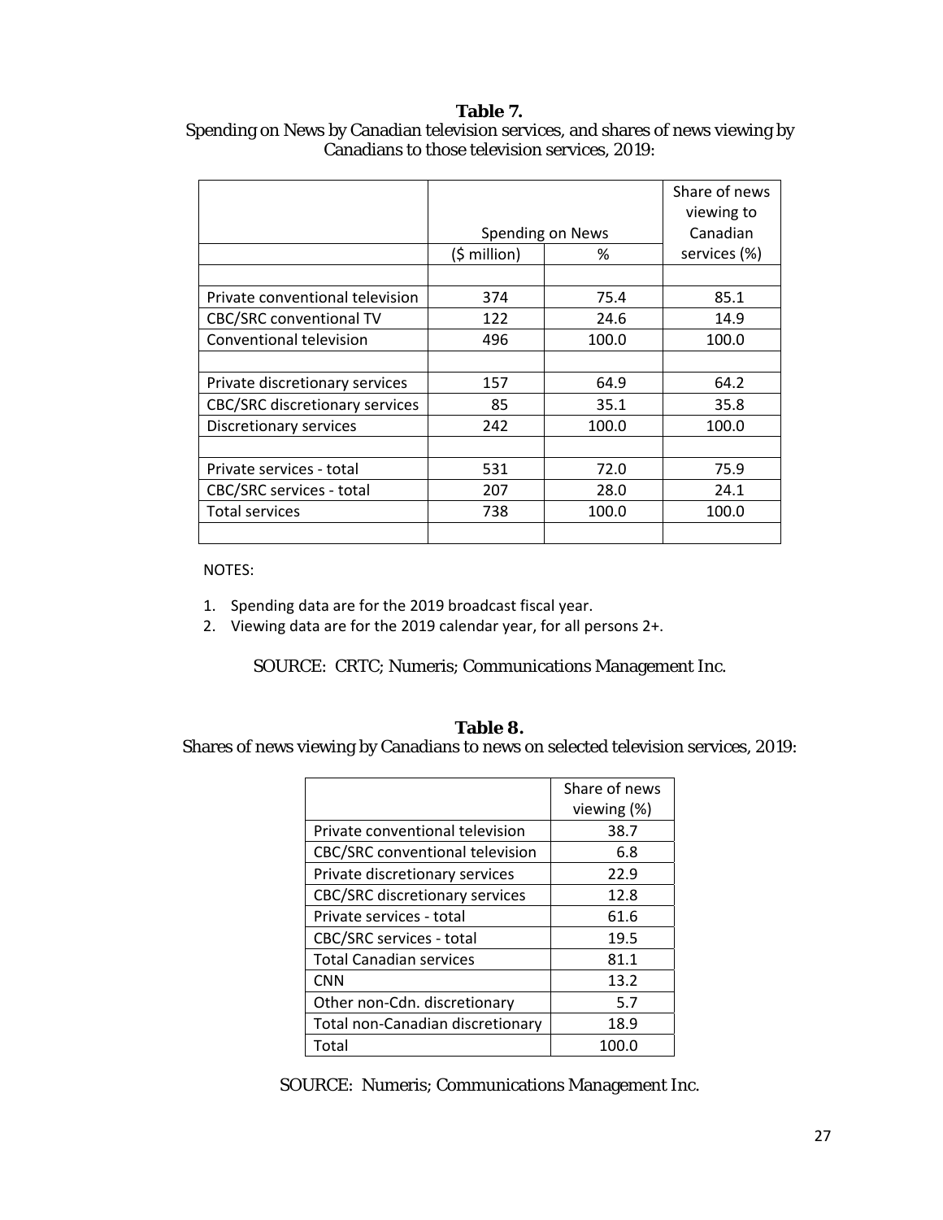**Table 7.**

Spending on News by Canadian television services, and shares of news viewing by Canadians to those television services, 2019:

| | Spending on News | | Share of news viewing to Canadian services (%) |
|---|---|---|---|
| | ($ million) | % | |
| | | | |
| Private conventional television | 374 | 75.4 | 85.1 |
| CBC/SRC conventional TV | 122 | 24.6 | 14.9 |
| Conventional television | 496 | 100.0 | 100.0 |
| | | | |
| Private discretionary services | 157 | 64.9 | 64.2 |
| CBC/SRC discretionary services | 85 | 35.1 | 35.8 |
| Discretionary services | 242 | 100.0 | 100.0 |
| | | | |
| Private services - total | 531 | 72.0 | 75.9 |
| CBC/SRC services - total | 207 | 28.0 | 24.1 |
| Total services | 738 | 100.0 | 100.0 |

NOTES:

1. Spending data are for the 2019 broadcast fiscal year.
2. Viewing data are for the 2019 calendar year, for all persons 2+.

SOURCE: CRTC; Numeris; Communications Management Inc.

**Table 8.**

Shares of news viewing by Canadians to news on selected television services, 2019:

| | Share of news viewing (%) |
|---|---|
| Private conventional television | 38.7 |
| CBC/SRC conventional television | 6.8 |
| Private discretionary services | 22.9 |
| CBC/SRC discretionary services | 12.8 |
| Private services - total | 61.6 |
| CBC/SRC services - total | 19.5 |
| Total Canadian services | 81.1 |
| CNN | 13.2 |
| Other non-Cdn. discretionary | 5.7 |
| Total non-Canadian discretionary | 18.9 |
| Total | 100.0 |

SOURCE: Numeris; Communications Management Inc.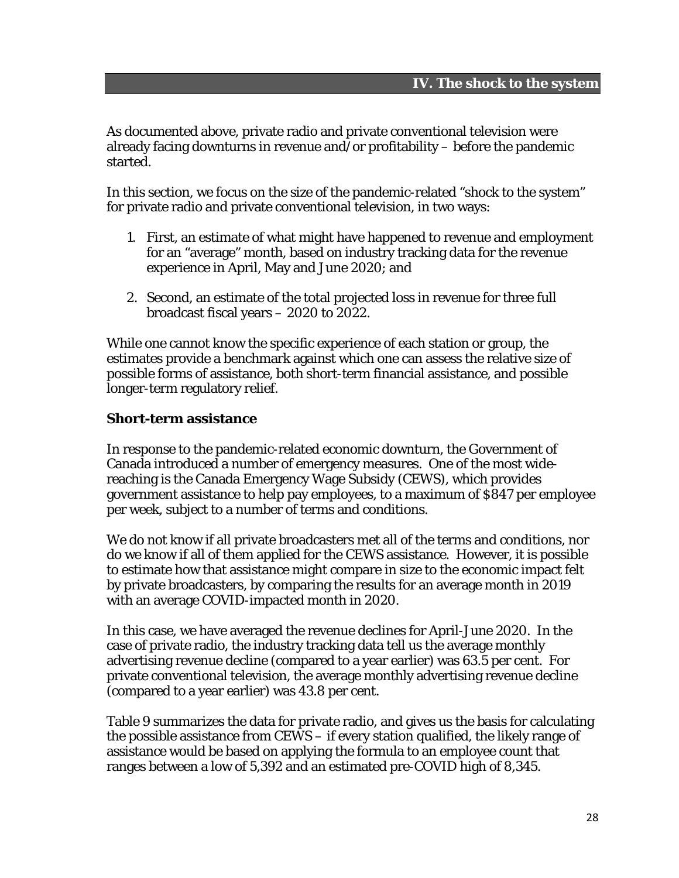## IV. The shock to the system

As documented above, private radio and private conventional television were already facing downturns in revenue and/or profitability – before the pandemic started.

In this section, we focus on the size of the pandemic-related "shock to the system" for private radio and private conventional television, in two ways:

1. First, an estimate of what might have happened to revenue and employment for an "average" month, based on industry tracking data for the revenue experience in April, May and June 2020; and
2. Second, an estimate of the total projected loss in revenue for three full broadcast fiscal years – 2020 to 2022.

While one cannot know the specific experience of each station or group, the estimates provide a benchmark against which one can assess the relative size of possible forms of assistance, both short-term financial assistance, and possible longer-term regulatory relief.

### Short-term assistance

In response to the pandemic-related economic downturn, the Government of Canada introduced a number of emergency measures. One of the most wide-reaching is the Canada Emergency Wage Subsidy (CEWS), which provides government assistance to help pay employees, to a maximum of $847 per employee per week, subject to a number of terms and conditions.

We do not know if all private broadcasters met all of the terms and conditions, nor do we know if all of them applied for the CEWS assistance. However, it is possible to estimate how that assistance might compare in size to the economic impact felt by private broadcasters, by comparing the results for an average month in 2019 with an average COVID-impacted month in 2020.

In this case, we have averaged the revenue declines for April-June 2020. In the case of private radio, the industry tracking data tell us the average monthly advertising revenue decline (compared to a year earlier) was 63.5 per cent. For private conventional television, the average monthly advertising revenue decline (compared to a year earlier) was 43.8 per cent.

Table 9 summarizes the data for private radio, and gives us the basis for calculating the possible assistance from CEWS – if every station qualified, the likely range of assistance would be based on applying the formula to an employee count that ranges between a low of 5,392 and an estimated pre-COVID high of 8,345.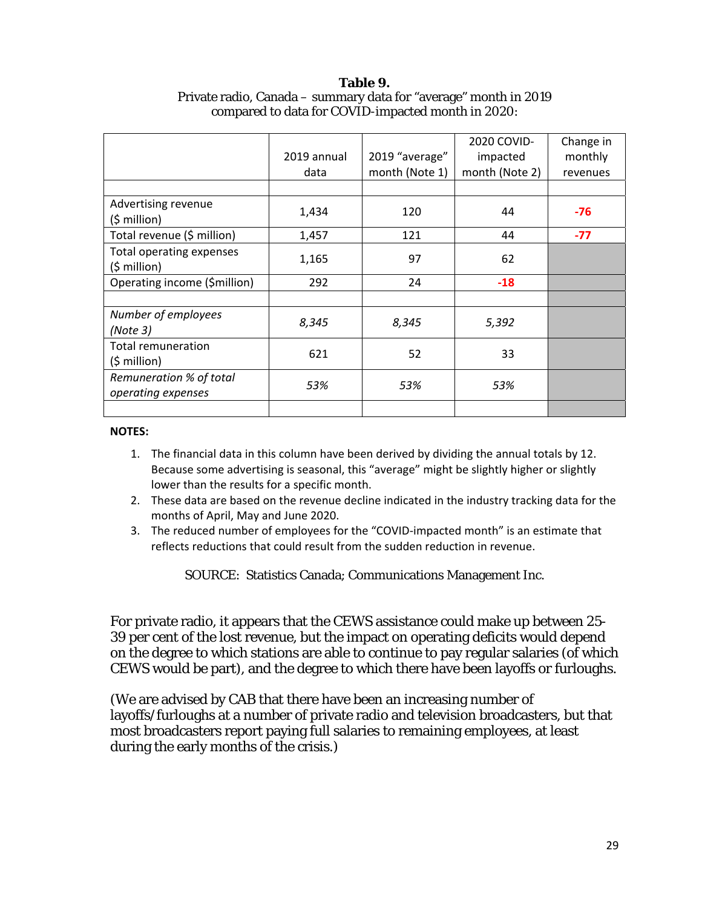**Table 9.**
Private radio, Canada – summary data for "average" month in 2019 compared to data for COVID-impacted month in 2020:

| | 2019 annual data | 2019 "average" month (Note 1) | 2020 COVID-impacted month (Note 2) | Change in monthly revenues |
|---|---|---|---|---|
| | | | | |
| Advertising revenue ($ million) | 1,434 | 120 | 44 | **-76** |
| Total revenue ($ million) | 1,457 | 121 | 44 | **-77** |
| Total operating expenses ($ million) | 1,165 | 97 | 62 | |
| Operating income ($million) | 292 | 24 | **-18** | |
| | | | | |
| *Number of employees (Note 3)* | *8,345* | *8,345* | *5,392* | |
| Total remuneration ($ million) | 621 | 52 | 33 | |
| *Remuneration % of total operating expenses* | *53%* | *53%* | *53%* | |
| | | | | |

**NOTES:**

1. The financial data in this column have been derived by dividing the annual totals by 12. Because some advertising is seasonal, this "average" might be slightly higher or slightly lower than the results for a specific month.
2. These data are based on the revenue decline indicated in the industry tracking data for the months of April, May and June 2020.
3. The reduced number of employees for the "COVID-impacted month" is an estimate that reflects reductions that could result from the sudden reduction in revenue.

SOURCE: Statistics Canada; Communications Management Inc.

For private radio, it appears that the CEWS assistance could make up between 25-39 per cent of the lost revenue, but the impact on operating deficits would depend on the degree to which stations are able to continue to pay regular salaries (of which CEWS would be part), and the degree to which there have been layoffs or furloughs.

(We are advised by CAB that there have been an increasing number of layoffs/furloughs at a number of private radio and television broadcasters, but that most broadcasters report paying full salaries to remaining employees, at least during the early months of the crisis.)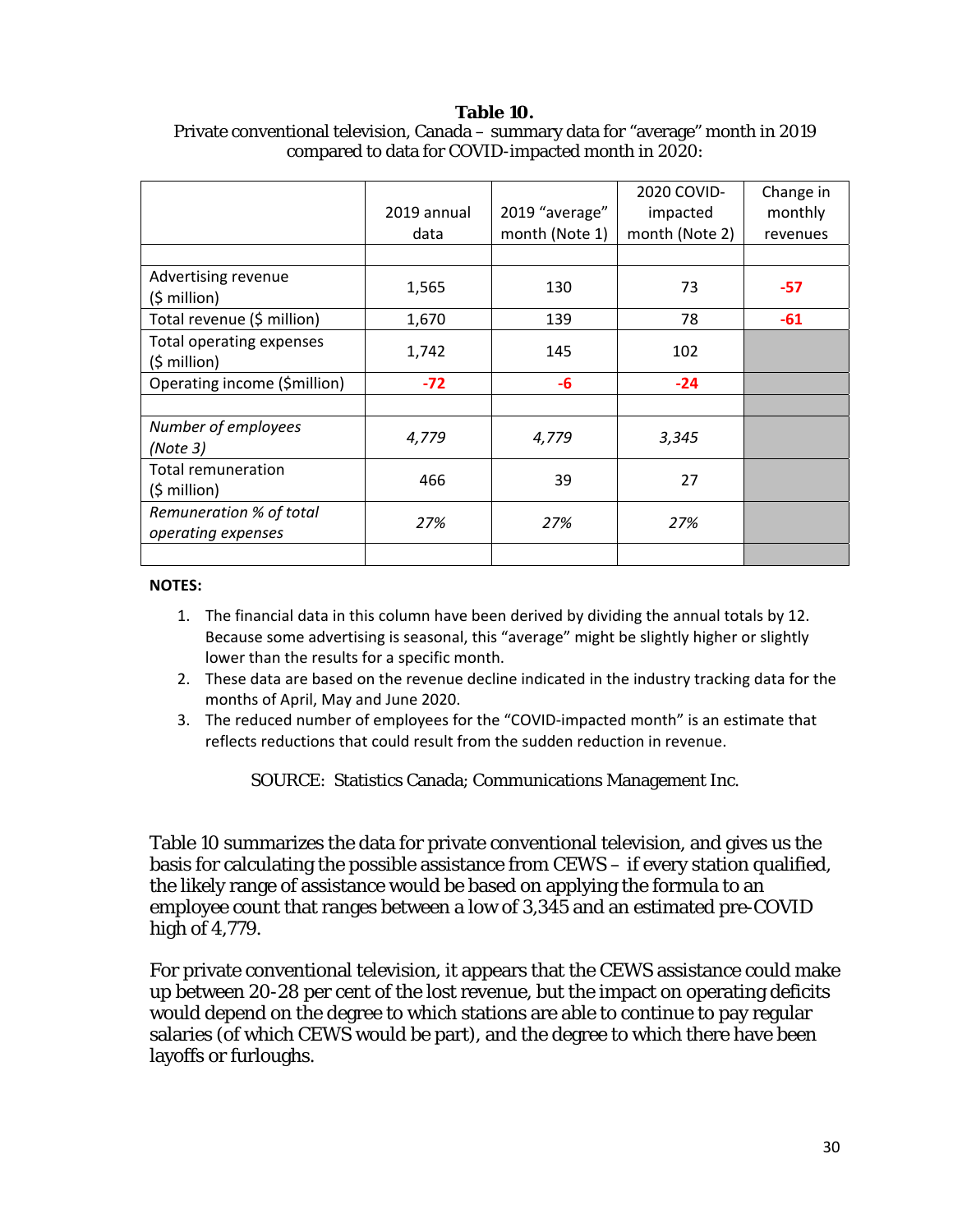**Table 10.**
Private conventional television, Canada – summary data for "average" month in 2019 compared to data for COVID-impacted month in 2020:

| | 2019 annual data | 2019 "average" month (Note 1) | 2020 COVID-impacted month (Note 2) | Change in monthly revenues |
|---|---|---|---|---|
| | | | | |
| Advertising revenue ($ million) | 1,565 | 130 | 73 | **-57** |
| Total revenue ($ million) | 1,670 | 139 | 78 | **-61** |
| Total operating expenses ($ million) | 1,742 | 145 | 102 | |
| Operating income ($million) | **-72** | **-6** | **-24** | |
| | | | | |
| *Number of employees (Note 3)* | *4,779* | *4,779* | *3,345* | |
| Total remuneration ($ million) | 466 | 39 | 27 | |
| *Remuneration % of total operating expenses* | *27%* | *27%* | *27%* | |
| | | | | |

**NOTES:**

1. The financial data in this column have been derived by dividing the annual totals by 12. Because some advertising is seasonal, this "average" might be slightly higher or slightly lower than the results for a specific month.
2. These data are based on the revenue decline indicated in the industry tracking data for the months of April, May and June 2020.
3. The reduced number of employees for the "COVID-impacted month" is an estimate that reflects reductions that could result from the sudden reduction in revenue.

SOURCE: Statistics Canada; Communications Management Inc.

Table 10 summarizes the data for private conventional television, and gives us the basis for calculating the possible assistance from CEWS – if every station qualified, the likely range of assistance would be based on applying the formula to an employee count that ranges between a low of 3,345 and an estimated pre-COVID high of 4,779.

For private conventional television, it appears that the CEWS assistance could make up between 20-28 per cent of the lost revenue, but the impact on operating deficits would depend on the degree to which stations are able to continue to pay regular salaries (of which CEWS would be part), and the degree to which there have been layoffs or furloughs.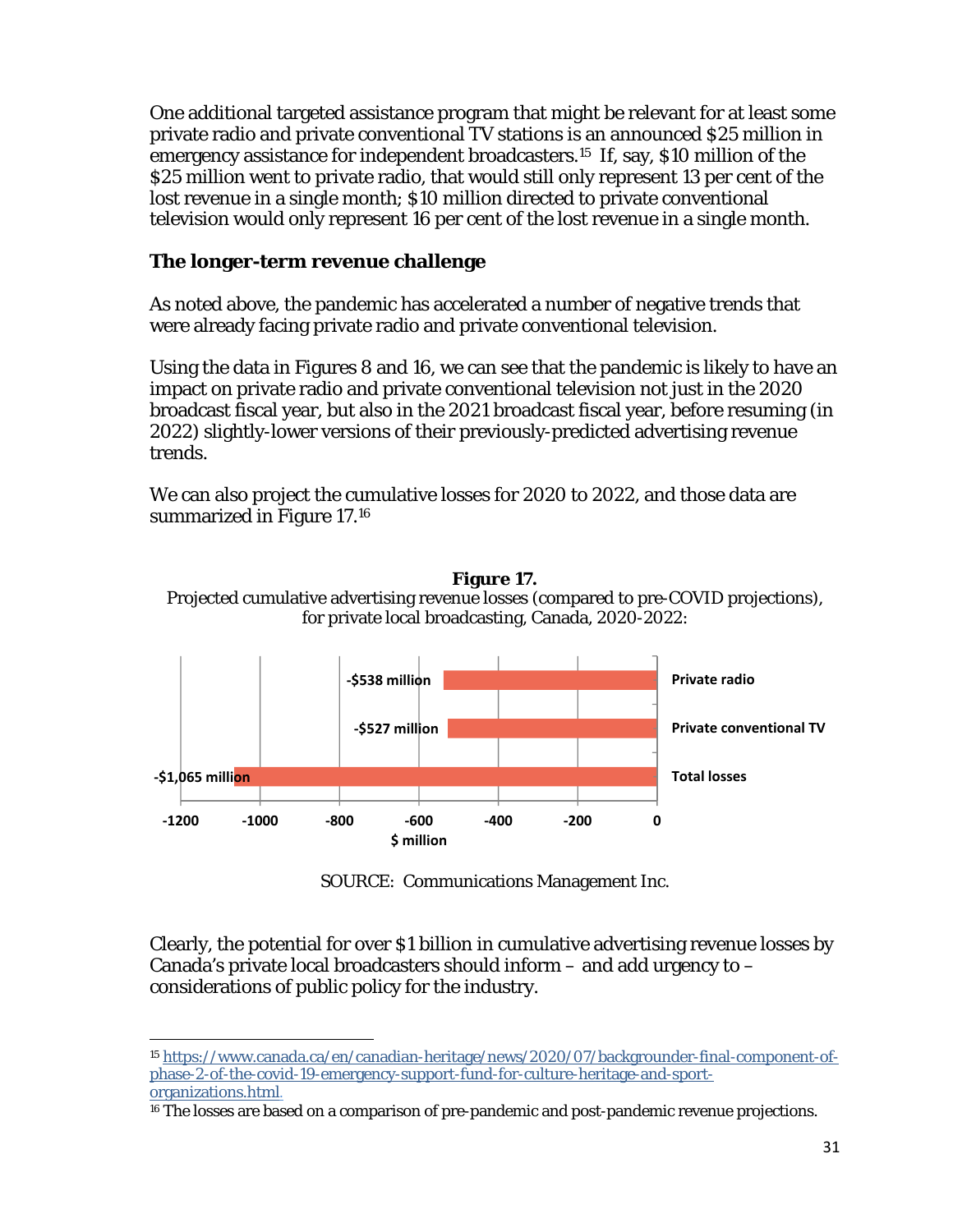One additional targeted assistance program that might be relevant for at least some private radio and private conventional TV stations is an announced $25 million in emergency assistance for independent broadcasters.[15] If, say, $10 million of the $25 million went to private radio, that would still only represent 13 per cent of the lost revenue in a single month; $10 million directed to private conventional television would only represent 16 per cent of the lost revenue in a single month.

## The longer-term revenue challenge

As noted above, the pandemic has accelerated a number of negative trends that were already facing private radio and private conventional television.

Using the data in Figures 8 and 16, we can see that the pandemic is likely to have an impact on private radio and private conventional television not just in the 2020 broadcast fiscal year, but also in the 2021 broadcast fiscal year, before resuming (in 2022) slightly-lower versions of their previously-predicted advertising revenue trends.

We can also project the cumulative losses for 2020 to 2022, and those data are summarized in Figure 17.[16]

**Figure 17.**
Projected cumulative advertising revenue losses (compared to pre-COVID projections), for private local broadcasting, Canada, 2020-2022:

| Category | $ million |
|---|---|
| Private radio | -$538 million |
| Private conventional TV | -$527 million |
| Total losses | -$1,065 million |

SOURCE: Communications Management Inc.

Clearly, the potential for over $1 billion in cumulative advertising revenue losses by Canada's private local broadcasters should inform – and add urgency to – considerations of public policy for the industry.

---

[15] https://www.canada.ca/en/canadian-heritage/news/2020/07/backgrounder-final-component-of-phase-2-of-the-covid-19-emergency-support-fund-for-culture-heritage-and-sport-organizations.html.

[16] The losses are based on a comparison of pre-pandemic and post-pandemic revenue projections.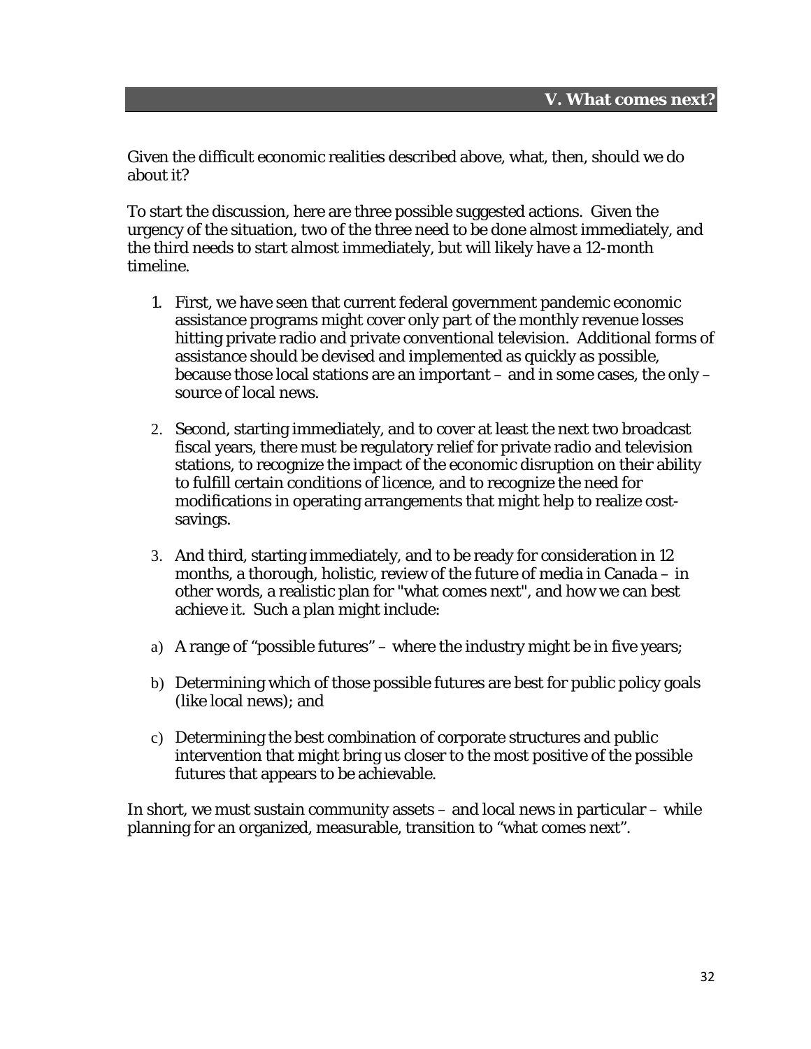## V. What comes next?

Given the difficult economic realities described above, what, then, should we do about it?

To start the discussion, here are three possible suggested actions. Given the urgency of the situation, two of the three need to be done almost immediately, and the third needs to start almost immediately, but will likely have a 12-month timeline.

1. First, we have seen that current federal government pandemic economic assistance programs might cover only part of the monthly revenue losses hitting private radio and private conventional television. Additional forms of assistance should be devised and implemented as quickly as possible, because those local stations are an important – and in some cases, the only – source of local news.

2. Second, starting immediately, and to cover at least the next two broadcast fiscal years, there must be regulatory relief for private radio and television stations, to recognize the impact of the economic disruption on their ability to fulfill certain conditions of licence, and to recognize the need for modifications in operating arrangements that might help to realize cost-savings.

3. And third, starting immediately, and to be ready for consideration in 12 months, a thorough, holistic, review of the future of media in Canada – in other words, a realistic plan for "what comes next", and how we can best achieve it. Such a plan might include:

a) A range of "possible futures" – where the industry might be in five years;

b) Determining which of those possible futures are best for public policy goals (like local news); and

c) Determining the best combination of corporate structures and public intervention that might bring us closer to the most positive of the possible futures that appears to be achievable.

In short, we must sustain community assets – and local news in particular – while planning for an organized, measurable, transition to "what comes next".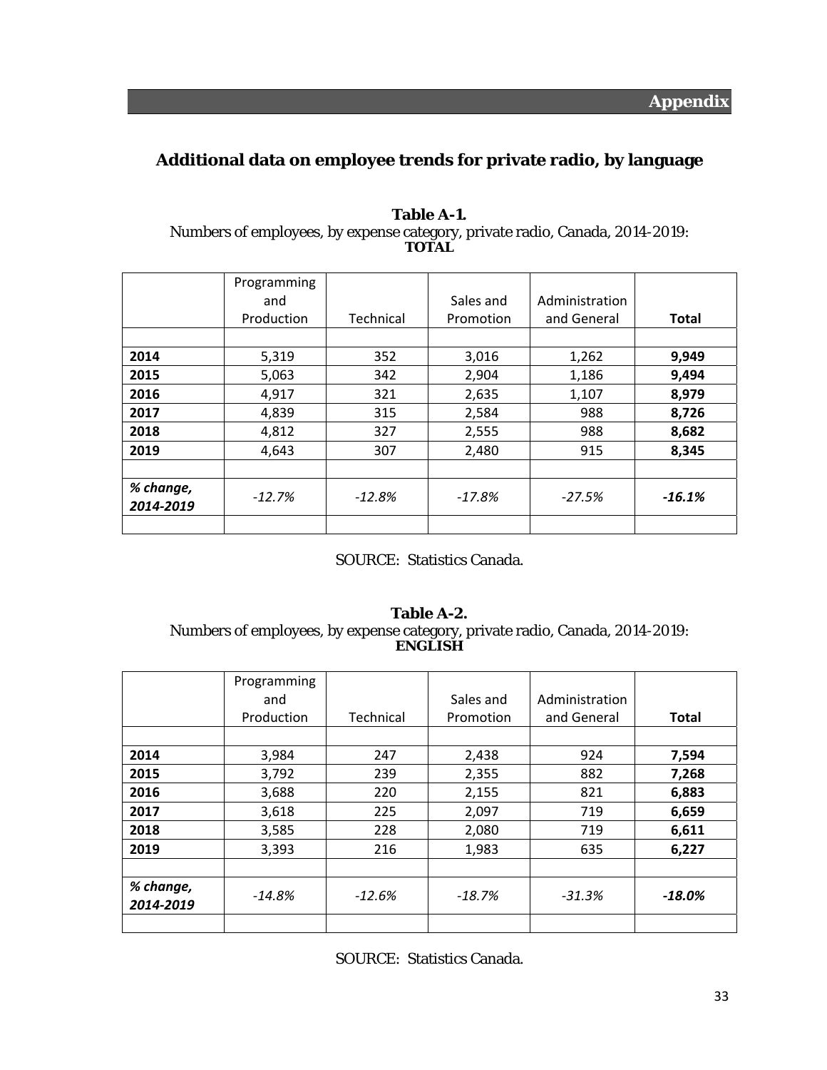# Appendix

## Additional data on employee trends for private radio, by language

**Table A-1.**
Numbers of employees, by expense category, private radio, Canada, 2014-2019: **TOTAL**

| | Programming and Production | Technical | Sales and Promotion | Administration and General | **Total** |
|---|---|---|---|---|---|
| **2014** | 5,319 | 352 | 3,016 | 1,262 | **9,949** |
| **2015** | 5,063 | 342 | 2,904 | 1,186 | **9,494** |
| **2016** | 4,917 | 321 | 2,635 | 1,107 | **8,979** |
| **2017** | 4,839 | 315 | 2,584 | 988 | **8,726** |
| **2018** | 4,812 | 327 | 2,555 | 988 | **8,682** |
| **2019** | 4,643 | 307 | 2,480 | 915 | **8,345** |
| ***% change, 2014-2019*** | *-12.7%* | *-12.8%* | *-17.8%* | *-27.5%* | ***-16.1%*** |

SOURCE: Statistics Canada.

**Table A-2.**
Numbers of employees, by expense category, private radio, Canada, 2014-2019: **ENGLISH**

| | Programming and Production | Technical | Sales and Promotion | Administration and General | **Total** |
|---|---|---|---|---|---|
| **2014** | 3,984 | 247 | 2,438 | 924 | **7,594** |
| **2015** | 3,792 | 239 | 2,355 | 882 | **7,268** |
| **2016** | 3,688 | 220 | 2,155 | 821 | **6,883** |
| **2017** | 3,618 | 225 | 2,097 | 719 | **6,659** |
| **2018** | 3,585 | 228 | 2,080 | 719 | **6,611** |
| **2019** | 3,393 | 216 | 1,983 | 635 | **6,227** |
| ***% change, 2014-2019*** | *-14.8%* | *-12.6%* | *-18.7%* | *-31.3%* | ***-18.0%*** |

SOURCE: Statistics Canada.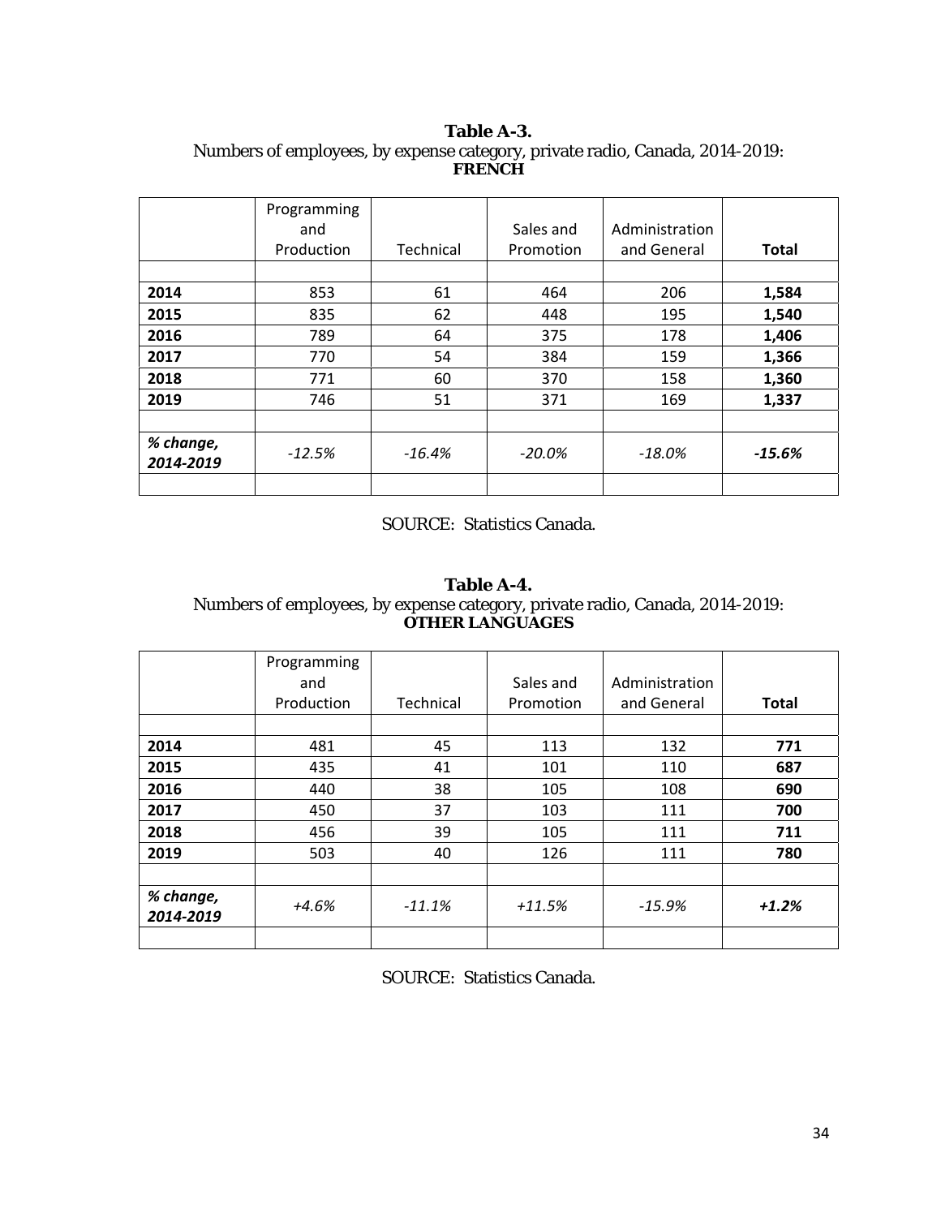**Table A-3.**
Numbers of employees, by expense category, private radio, Canada, 2014-2019:
**FRENCH**

| | Programming and Production | Technical | Sales and Promotion | Administration and General | **Total** |
|---|---|---|---|---|---|
| **2014** | 853 | 61 | 464 | 206 | **1,584** |
| **2015** | 835 | 62 | 448 | 195 | **1,540** |
| **2016** | 789 | 64 | 375 | 178 | **1,406** |
| **2017** | 770 | 54 | 384 | 159 | **1,366** |
| **2018** | 771 | 60 | 370 | 158 | **1,360** |
| **2019** | 746 | 51 | 371 | 169 | **1,337** |
| ***% change, 2014-2019*** | *-12.5%* | *-16.4%* | *-20.0%* | *-18.0%* | ***-15.6%*** |

SOURCE: Statistics Canada.

**Table A-4.**
Numbers of employees, by expense category, private radio, Canada, 2014-2019:
**OTHER LANGUAGES**

| | Programming and Production | Technical | Sales and Promotion | Administration and General | **Total** |
|---|---|---|---|---|---|
| **2014** | 481 | 45 | 113 | 132 | **771** |
| **2015** | 435 | 41 | 101 | 110 | **687** |
| **2016** | 440 | 38 | 105 | 108 | **690** |
| **2017** | 450 | 37 | 103 | 111 | **700** |
| **2018** | 456 | 39 | 105 | 111 | **711** |
| **2019** | 503 | 40 | 126 | 111 | **780** |
| ***% change, 2014-2019*** | *+4.6%* | *-11.1%* | *+11.5%* | *-15.9%* | ***+1.2%*** |

SOURCE: Statistics Canada.